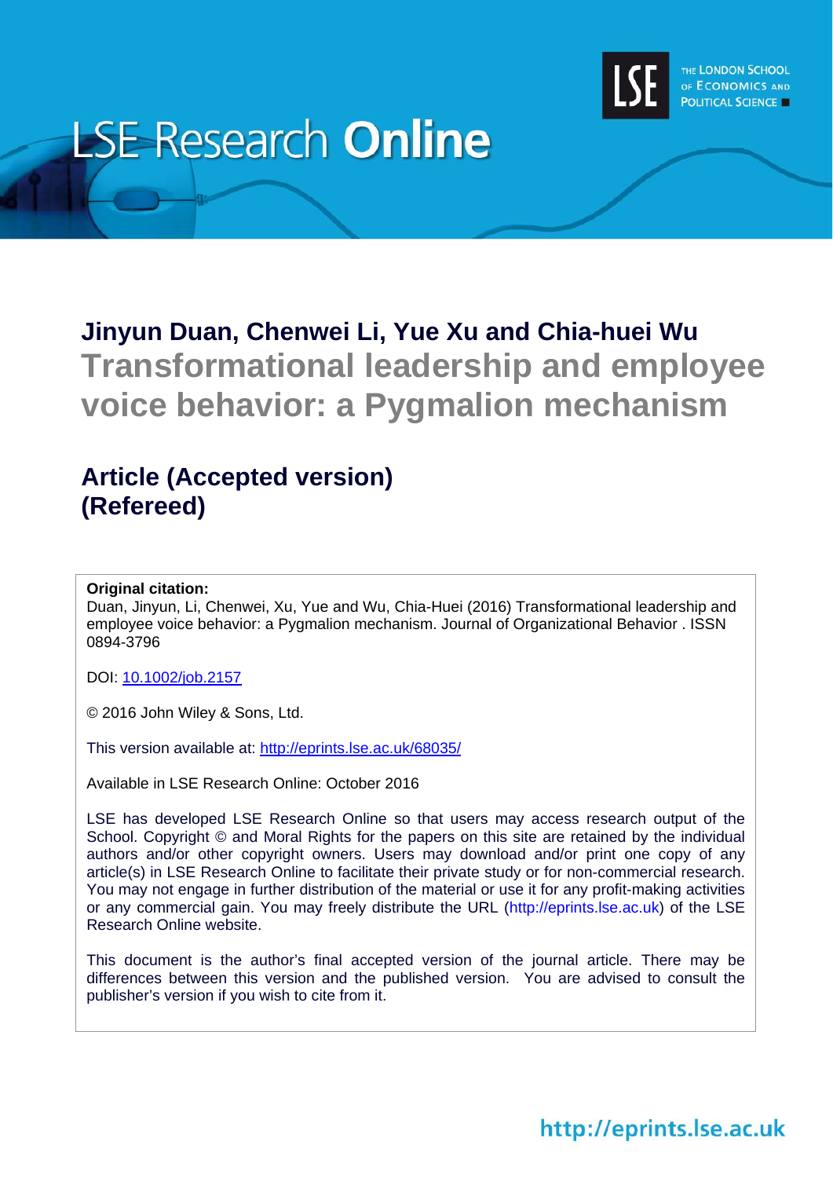LSE Research **Online**

THE LONDON SCHOOL OF ECONOMICS AND POLITICAL SCIENCE

**Jinyun Duan, Chenwei Li, Yue Xu and Chia-huei Wu**

# Transformational leadership and employee voice behavior: a Pygmalion mechanism

## Article (Accepted version) (Refereed)

**Original citation:**
Duan, Jinyun, Li, Chenwei, Xu, Yue and Wu, Chia-Huei (2016) Transformational leadership and employee voice behavior: a Pygmalion mechanism. Journal of Organizational Behavior . ISSN 0894-3796

DOI: 10.1002/job.2157

© 2016 John Wiley & Sons, Ltd.

This version available at: http://eprints.lse.ac.uk/68035/

Available in LSE Research Online: October 2016

LSE has developed LSE Research Online so that users may access research output of the School. Copyright © and Moral Rights for the papers on this site are retained by the individual authors and/or other copyright owners. Users may download and/or print one copy of any article(s) in LSE Research Online to facilitate their private study or for non-commercial research. You may not engage in further distribution of the material or use it for any profit-making activities or any commercial gain. You may freely distribute the URL (http://eprints.lse.ac.uk) of the LSE Research Online website.

This document is the author's final accepted version of the journal article. There may be differences between this version and the published version. You are advised to consult the publisher's version if you wish to cite from it.

http://eprints.lse.ac.uk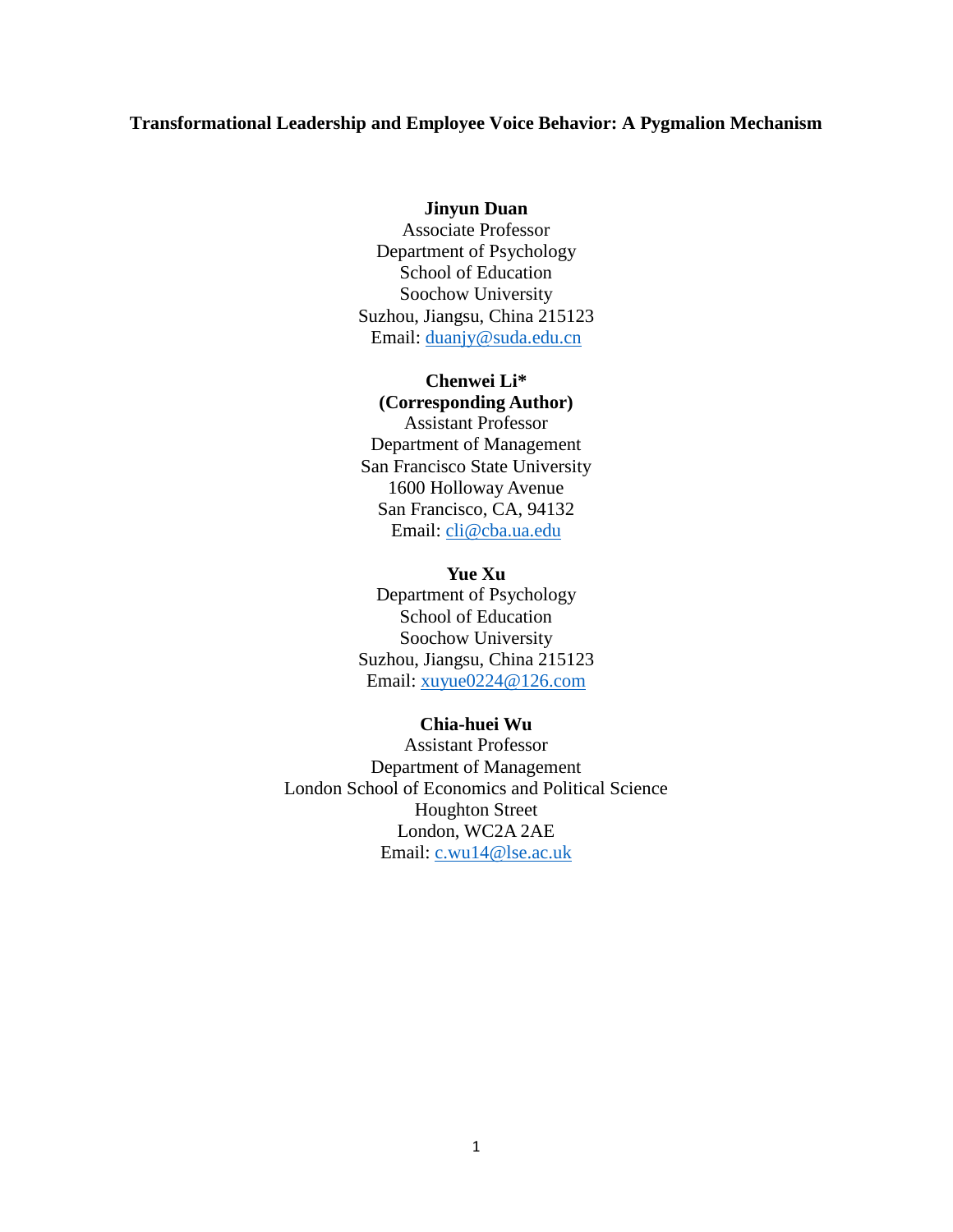**Transformational Leadership and Employee Voice Behavior: A Pygmalion Mechanism**

**Jinyun Duan**
Associate Professor
Department of Psychology
School of Education
Soochow University
Suzhou, Jiangsu, China 215123
Email: duanjy@suda.edu.cn

**Chenwei Li***
**(Corresponding Author)**
Assistant Professor
Department of Management
San Francisco State University
1600 Holloway Avenue
San Francisco, CA, 94132
Email: cli@cba.ua.edu

**Yue Xu**
Department of Psychology
School of Education
Soochow University
Suzhou, Jiangsu, China 215123
Email: xuyue0224@126.com

**Chia-huei Wu**
Assistant Professor
Department of Management
London School of Economics and Political Science
Houghton Street
London, WC2A 2AE
Email: c.wu14@lse.ac.uk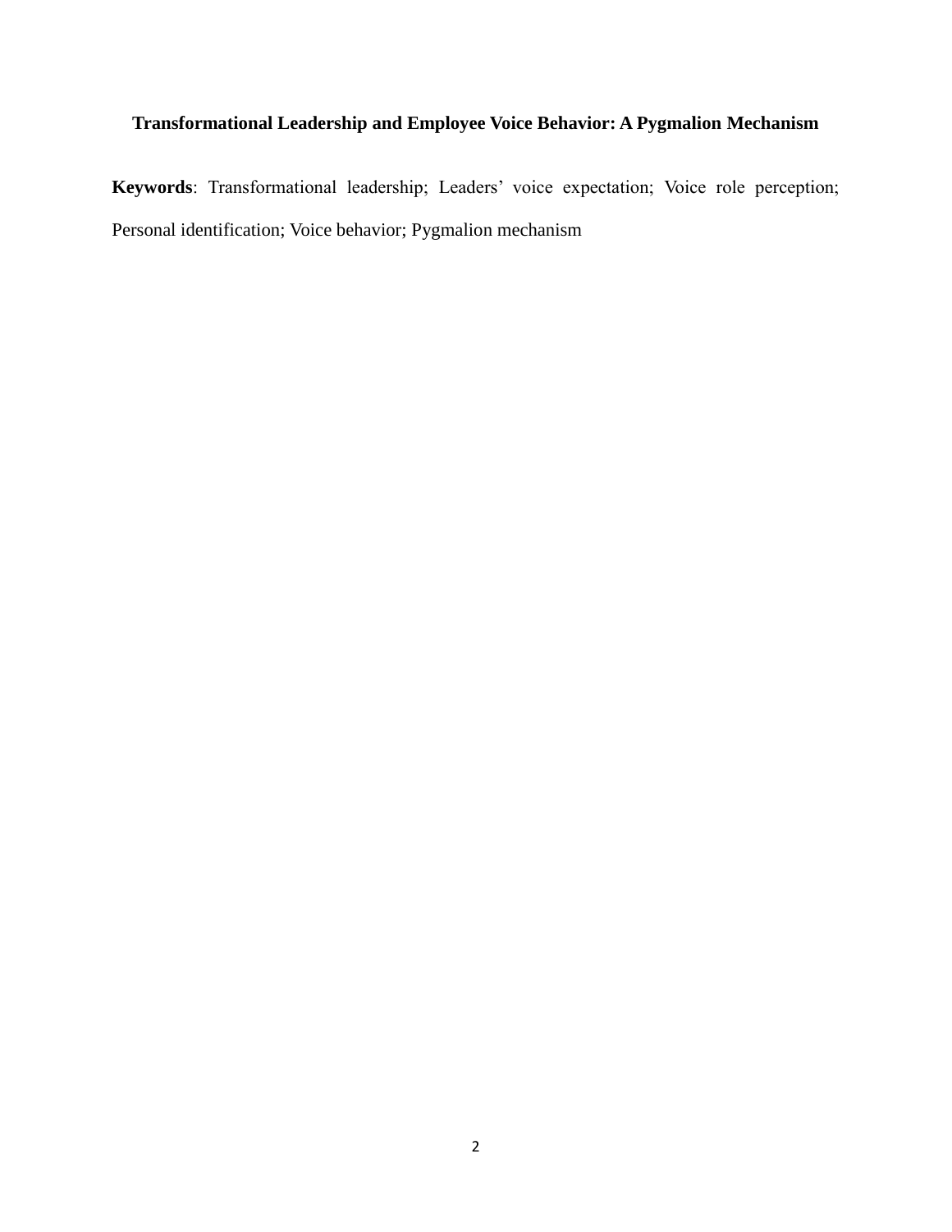**Transformational Leadership and Employee Voice Behavior: A Pygmalion Mechanism**

**Keywords**: Transformational leadership; Leaders' voice expectation; Voice role perception; Personal identification; Voice behavior; Pygmalion mechanism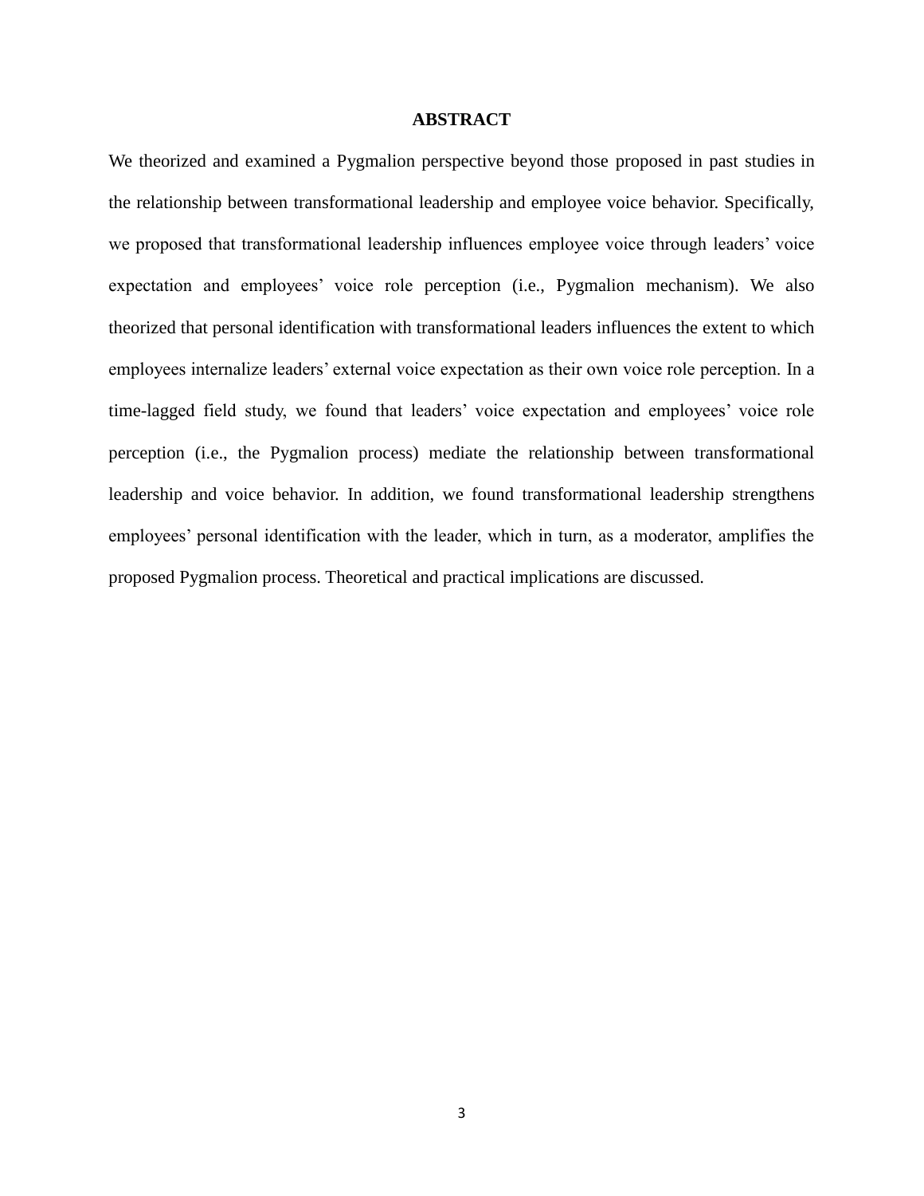# ABSTRACT

We theorized and examined a Pygmalion perspective beyond those proposed in past studies in the relationship between transformational leadership and employee voice behavior. Specifically, we proposed that transformational leadership influences employee voice through leaders' voice expectation and employees' voice role perception (i.e., Pygmalion mechanism). We also theorized that personal identification with transformational leaders influences the extent to which employees internalize leaders' external voice expectation as their own voice role perception. In a time-lagged field study, we found that leaders' voice expectation and employees' voice role perception (i.e., the Pygmalion process) mediate the relationship between transformational leadership and voice behavior. In addition, we found transformational leadership strengthens employees' personal identification with the leader, which in turn, as a moderator, amplifies the proposed Pygmalion process. Theoretical and practical implications are discussed.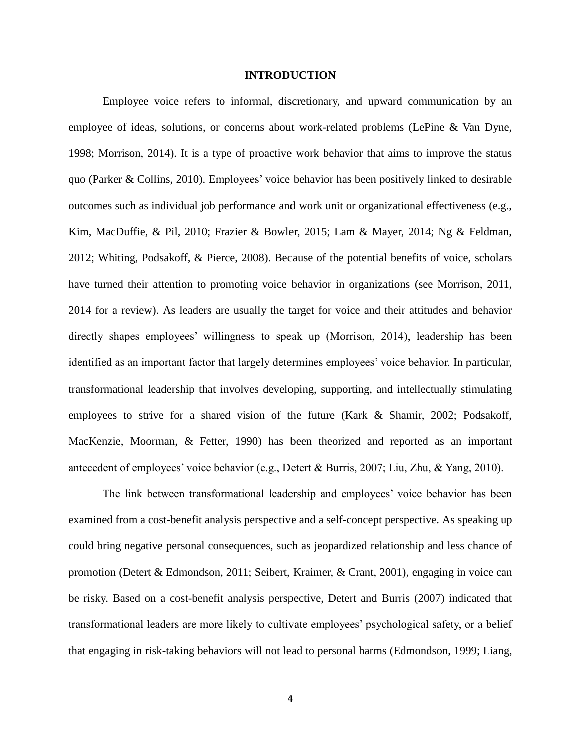# INTRODUCTION

Employee voice refers to informal, discretionary, and upward communication by an employee of ideas, solutions, or concerns about work-related problems (LePine & Van Dyne, 1998; Morrison, 2014). It is a type of proactive work behavior that aims to improve the status quo (Parker & Collins, 2010). Employees' voice behavior has been positively linked to desirable outcomes such as individual job performance and work unit or organizational effectiveness (e.g., Kim, MacDuffie, & Pil, 2010; Frazier & Bowler, 2015; Lam & Mayer, 2014; Ng & Feldman, 2012; Whiting, Podsakoff, & Pierce, 2008). Because of the potential benefits of voice, scholars have turned their attention to promoting voice behavior in organizations (see Morrison, 2011, 2014 for a review). As leaders are usually the target for voice and their attitudes and behavior directly shapes employees' willingness to speak up (Morrison, 2014), leadership has been identified as an important factor that largely determines employees' voice behavior. In particular, transformational leadership that involves developing, supporting, and intellectually stimulating employees to strive for a shared vision of the future (Kark & Shamir, 2002; Podsakoff, MacKenzie, Moorman, & Fetter, 1990) has been theorized and reported as an important antecedent of employees' voice behavior (e.g., Detert & Burris, 2007; Liu, Zhu, & Yang, 2010).

The link between transformational leadership and employees' voice behavior has been examined from a cost-benefit analysis perspective and a self-concept perspective. As speaking up could bring negative personal consequences, such as jeopardized relationship and less chance of promotion (Detert & Edmondson, 2011; Seibert, Kraimer, & Crant, 2001), engaging in voice can be risky. Based on a cost-benefit analysis perspective, Detert and Burris (2007) indicated that transformational leaders are more likely to cultivate employees' psychological safety, or a belief that engaging in risk-taking behaviors will not lead to personal harms (Edmondson, 1999; Liang,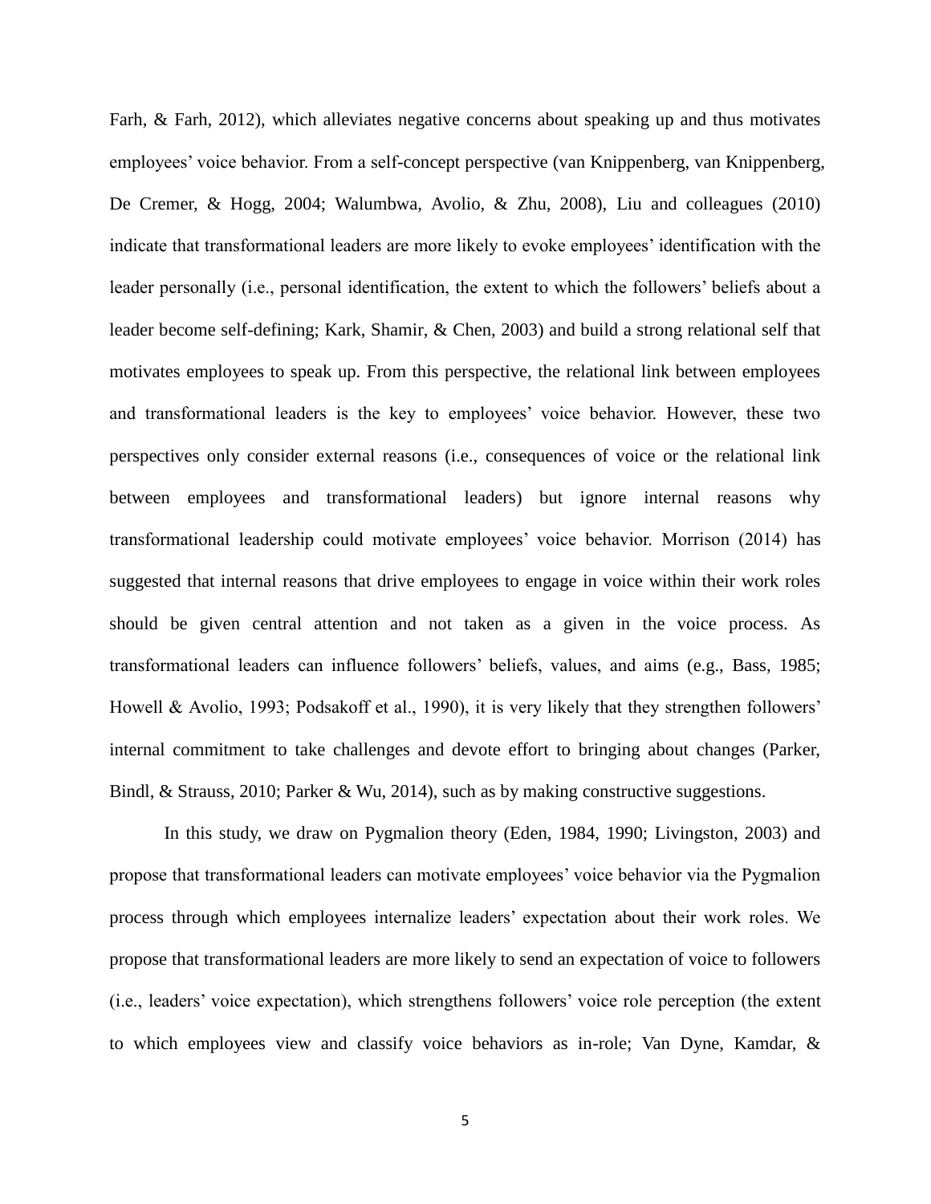Farh, & Farh, 2012), which alleviates negative concerns about speaking up and thus motivates employees' voice behavior. From a self-concept perspective (van Knippenberg, van Knippenberg, De Cremer, & Hogg, 2004; Walumbwa, Avolio, & Zhu, 2008), Liu and colleagues (2010) indicate that transformational leaders are more likely to evoke employees' identification with the leader personally (i.e., personal identification, the extent to which the followers' beliefs about a leader become self-defining; Kark, Shamir, & Chen, 2003) and build a strong relational self that motivates employees to speak up. From this perspective, the relational link between employees and transformational leaders is the key to employees' voice behavior. However, these two perspectives only consider external reasons (i.e., consequences of voice or the relational link between employees and transformational leaders) but ignore internal reasons why transformational leadership could motivate employees' voice behavior. Morrison (2014) has suggested that internal reasons that drive employees to engage in voice within their work roles should be given central attention and not taken as a given in the voice process. As transformational leaders can influence followers' beliefs, values, and aims (e.g., Bass, 1985; Howell & Avolio, 1993; Podsakoff et al., 1990), it is very likely that they strengthen followers' internal commitment to take challenges and devote effort to bringing about changes (Parker, Bindl, & Strauss, 2010; Parker & Wu, 2014), such as by making constructive suggestions.

In this study, we draw on Pygmalion theory (Eden, 1984, 1990; Livingston, 2003) and propose that transformational leaders can motivate employees' voice behavior via the Pygmalion process through which employees internalize leaders' expectation about their work roles. We propose that transformational leaders are more likely to send an expectation of voice to followers (i.e., leaders' voice expectation), which strengthens followers' voice role perception (the extent to which employees view and classify voice behaviors as in-role; Van Dyne, Kamdar, &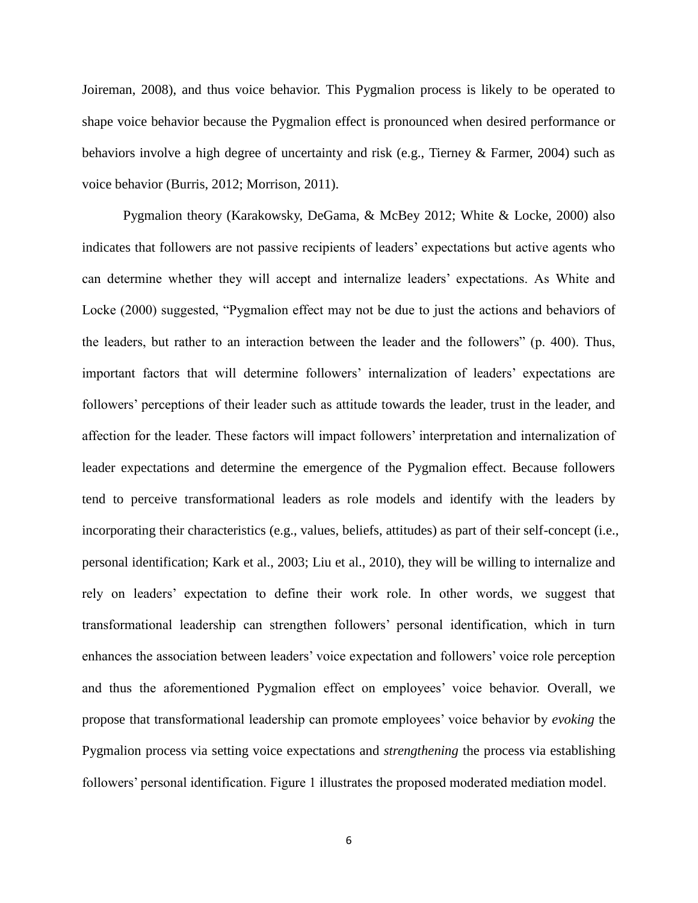Joireman, 2008), and thus voice behavior. This Pygmalion process is likely to be operated to shape voice behavior because the Pygmalion effect is pronounced when desired performance or behaviors involve a high degree of uncertainty and risk (e.g., Tierney & Farmer, 2004) such as voice behavior (Burris, 2012; Morrison, 2011).

Pygmalion theory (Karakowsky, DeGama, & McBey 2012; White & Locke, 2000) also indicates that followers are not passive recipients of leaders' expectations but active agents who can determine whether they will accept and internalize leaders' expectations. As White and Locke (2000) suggested, "Pygmalion effect may not be due to just the actions and behaviors of the leaders, but rather to an interaction between the leader and the followers" (p. 400). Thus, important factors that will determine followers' internalization of leaders' expectations are followers' perceptions of their leader such as attitude towards the leader, trust in the leader, and affection for the leader. These factors will impact followers' interpretation and internalization of leader expectations and determine the emergence of the Pygmalion effect. Because followers tend to perceive transformational leaders as role models and identify with the leaders by incorporating their characteristics (e.g., values, beliefs, attitudes) as part of their self-concept (i.e., personal identification; Kark et al., 2003; Liu et al., 2010), they will be willing to internalize and rely on leaders' expectation to define their work role. In other words, we suggest that transformational leadership can strengthen followers' personal identification, which in turn enhances the association between leaders' voice expectation and followers' voice role perception and thus the aforementioned Pygmalion effect on employees' voice behavior. Overall, we propose that transformational leadership can promote employees' voice behavior by *evoking* the Pygmalion process via setting voice expectations and *strengthening* the process via establishing followers' personal identification. Figure 1 illustrates the proposed moderated mediation model.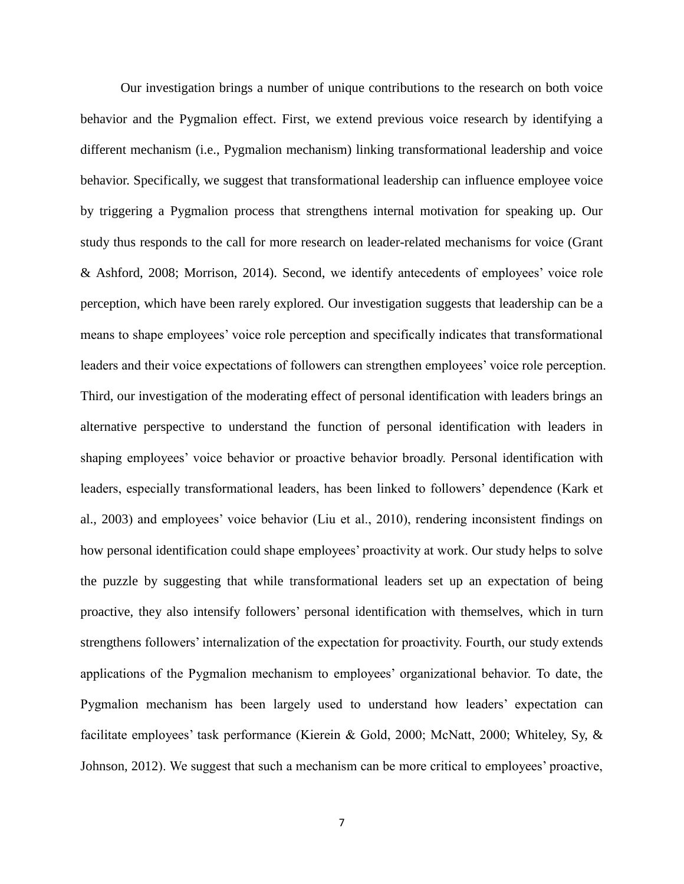Our investigation brings a number of unique contributions to the research on both voice behavior and the Pygmalion effect. First, we extend previous voice research by identifying a different mechanism (i.e., Pygmalion mechanism) linking transformational leadership and voice behavior. Specifically, we suggest that transformational leadership can influence employee voice by triggering a Pygmalion process that strengthens internal motivation for speaking up. Our study thus responds to the call for more research on leader-related mechanisms for voice (Grant & Ashford, 2008; Morrison, 2014). Second, we identify antecedents of employees' voice role perception, which have been rarely explored. Our investigation suggests that leadership can be a means to shape employees' voice role perception and specifically indicates that transformational leaders and their voice expectations of followers can strengthen employees' voice role perception. Third, our investigation of the moderating effect of personal identification with leaders brings an alternative perspective to understand the function of personal identification with leaders in shaping employees' voice behavior or proactive behavior broadly. Personal identification with leaders, especially transformational leaders, has been linked to followers' dependence (Kark et al., 2003) and employees' voice behavior (Liu et al., 2010), rendering inconsistent findings on how personal identification could shape employees' proactivity at work. Our study helps to solve the puzzle by suggesting that while transformational leaders set up an expectation of being proactive, they also intensify followers' personal identification with themselves, which in turn strengthens followers' internalization of the expectation for proactivity. Fourth, our study extends applications of the Pygmalion mechanism to employees' organizational behavior. To date, the Pygmalion mechanism has been largely used to understand how leaders' expectation can facilitate employees' task performance (Kierein & Gold, 2000; McNatt, 2000; Whiteley, Sy, & Johnson, 2012). We suggest that such a mechanism can be more critical to employees' proactive,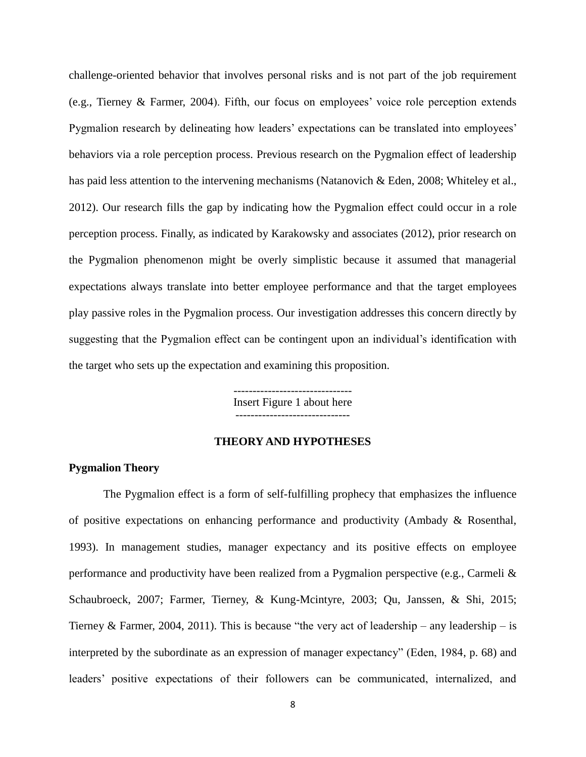challenge-oriented behavior that involves personal risks and is not part of the job requirement (e.g., Tierney & Farmer, 2004). Fifth, our focus on employees' voice role perception extends Pygmalion research by delineating how leaders' expectations can be translated into employees' behaviors via a role perception process. Previous research on the Pygmalion effect of leadership has paid less attention to the intervening mechanisms (Natanovich & Eden, 2008; Whiteley et al., 2012). Our research fills the gap by indicating how the Pygmalion effect could occur in a role perception process. Finally, as indicated by Karakowsky and associates (2012), prior research on the Pygmalion phenomenon might be overly simplistic because it assumed that managerial expectations always translate into better employee performance and that the target employees play passive roles in the Pygmalion process. Our investigation addresses this concern directly by suggesting that the Pygmalion effect can be contingent upon an individual's identification with the target who sets up the expectation and examining this proposition.

-------------------------------
Insert Figure 1 about here
------------------------------

## THEORY AND HYPOTHESES

### Pygmalion Theory

The Pygmalion effect is a form of self-fulfilling prophecy that emphasizes the influence of positive expectations on enhancing performance and productivity (Ambady & Rosenthal, 1993). In management studies, manager expectancy and its positive effects on employee performance and productivity have been realized from a Pygmalion perspective (e.g., Carmeli & Schaubroeck, 2007; Farmer, Tierney, & Kung-Mcintyre, 2003; Qu, Janssen, & Shi, 2015; Tierney & Farmer, 2004, 2011). This is because "the very act of leadership – any leadership – is interpreted by the subordinate as an expression of manager expectancy" (Eden, 1984, p. 68) and leaders' positive expectations of their followers can be communicated, internalized, and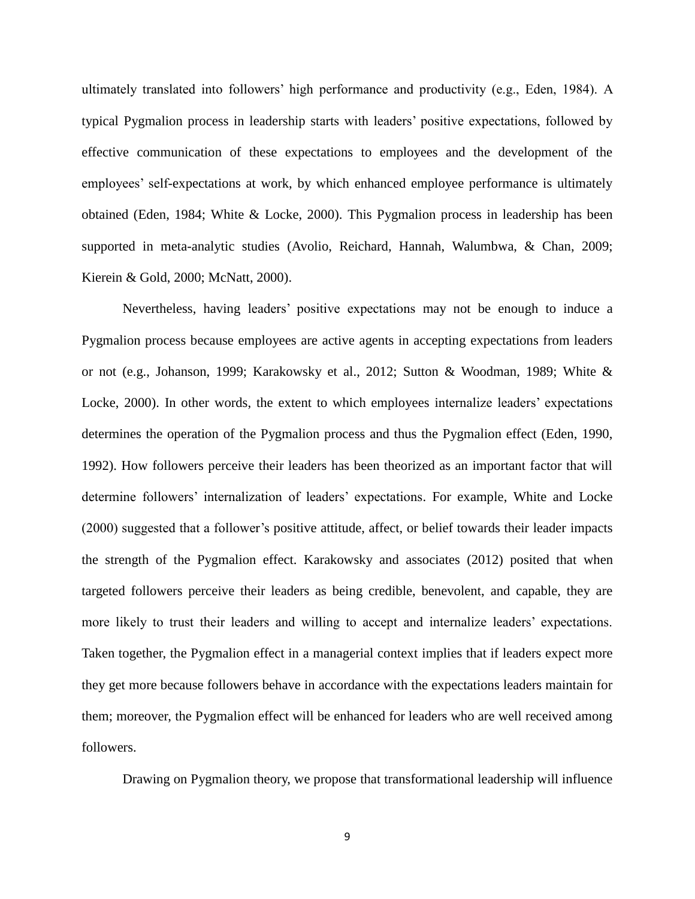ultimately translated into followers' high performance and productivity (e.g., Eden, 1984). A typical Pygmalion process in leadership starts with leaders' positive expectations, followed by effective communication of these expectations to employees and the development of the employees' self-expectations at work, by which enhanced employee performance is ultimately obtained (Eden, 1984; White & Locke, 2000). This Pygmalion process in leadership has been supported in meta-analytic studies (Avolio, Reichard, Hannah, Walumbwa, & Chan, 2009; Kierein & Gold, 2000; McNatt, 2000).

Nevertheless, having leaders' positive expectations may not be enough to induce a Pygmalion process because employees are active agents in accepting expectations from leaders or not (e.g., Johanson, 1999; Karakowsky et al., 2012; Sutton & Woodman, 1989; White & Locke, 2000). In other words, the extent to which employees internalize leaders' expectations determines the operation of the Pygmalion process and thus the Pygmalion effect (Eden, 1990, 1992). How followers perceive their leaders has been theorized as an important factor that will determine followers' internalization of leaders' expectations. For example, White and Locke (2000) suggested that a follower's positive attitude, affect, or belief towards their leader impacts the strength of the Pygmalion effect. Karakowsky and associates (2012) posited that when targeted followers perceive their leaders as being credible, benevolent, and capable, they are more likely to trust their leaders and willing to accept and internalize leaders' expectations. Taken together, the Pygmalion effect in a managerial context implies that if leaders expect more they get more because followers behave in accordance with the expectations leaders maintain for them; moreover, the Pygmalion effect will be enhanced for leaders who are well received among followers.

Drawing on Pygmalion theory, we propose that transformational leadership will influence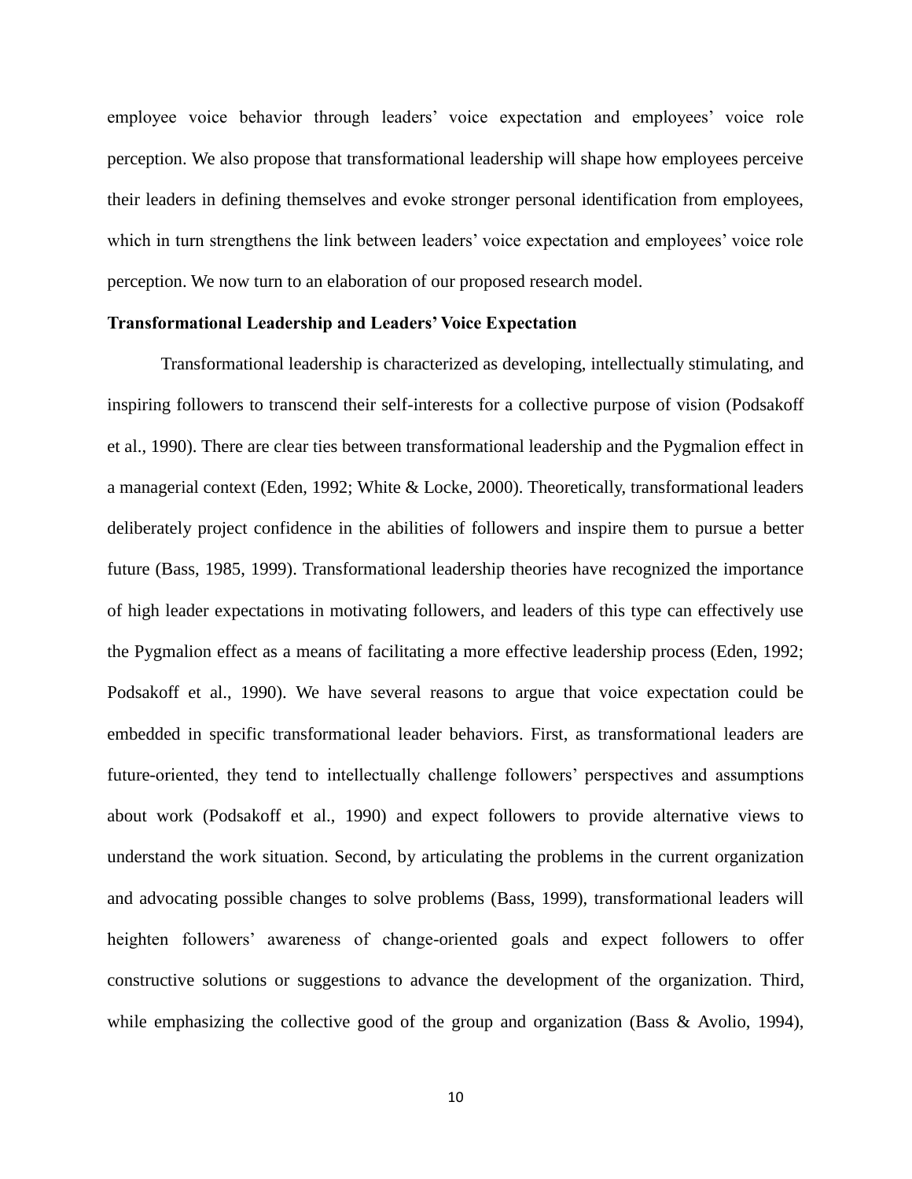employee voice behavior through leaders' voice expectation and employees' voice role perception. We also propose that transformational leadership will shape how employees perceive their leaders in defining themselves and evoke stronger personal identification from employees, which in turn strengthens the link between leaders' voice expectation and employees' voice role perception. We now turn to an elaboration of our proposed research model.

**Transformational Leadership and Leaders' Voice Expectation**

Transformational leadership is characterized as developing, intellectually stimulating, and inspiring followers to transcend their self-interests for a collective purpose of vision (Podsakoff et al., 1990). There are clear ties between transformational leadership and the Pygmalion effect in a managerial context (Eden, 1992; White & Locke, 2000). Theoretically, transformational leaders deliberately project confidence in the abilities of followers and inspire them to pursue a better future (Bass, 1985, 1999). Transformational leadership theories have recognized the importance of high leader expectations in motivating followers, and leaders of this type can effectively use the Pygmalion effect as a means of facilitating a more effective leadership process (Eden, 1992; Podsakoff et al., 1990). We have several reasons to argue that voice expectation could be embedded in specific transformational leader behaviors. First, as transformational leaders are future-oriented, they tend to intellectually challenge followers' perspectives and assumptions about work (Podsakoff et al., 1990) and expect followers to provide alternative views to understand the work situation. Second, by articulating the problems in the current organization and advocating possible changes to solve problems (Bass, 1999), transformational leaders will heighten followers' awareness of change-oriented goals and expect followers to offer constructive solutions or suggestions to advance the development of the organization. Third, while emphasizing the collective good of the group and organization (Bass & Avolio, 1994),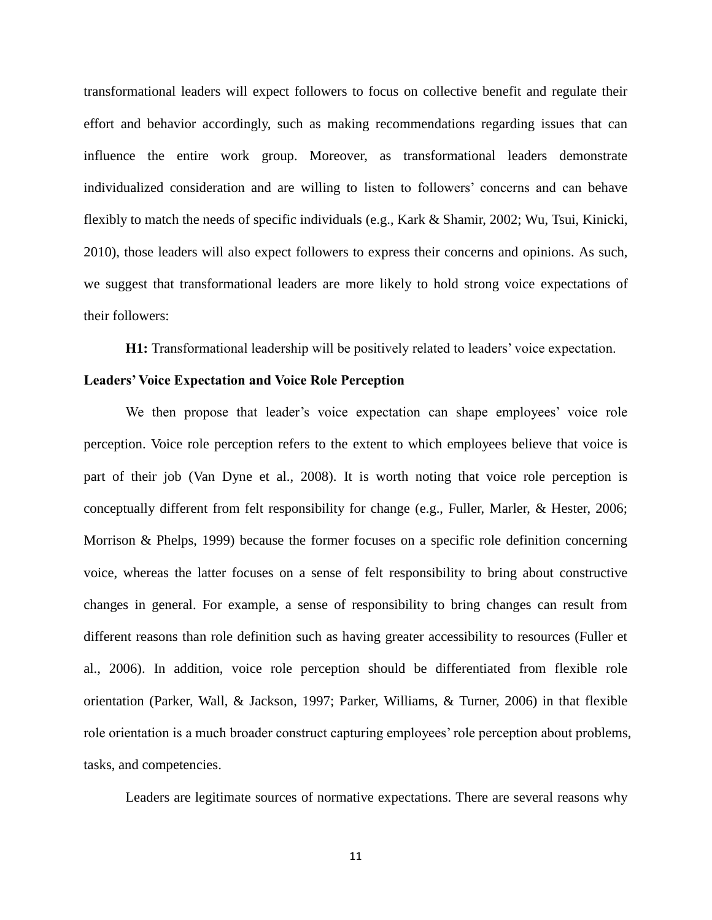transformational leaders will expect followers to focus on collective benefit and regulate their effort and behavior accordingly, such as making recommendations regarding issues that can influence the entire work group. Moreover, as transformational leaders demonstrate individualized consideration and are willing to listen to followers' concerns and can behave flexibly to match the needs of specific individuals (e.g., Kark & Shamir, 2002; Wu, Tsui, Kinicki, 2010), those leaders will also expect followers to express their concerns and opinions. As such, we suggest that transformational leaders are more likely to hold strong voice expectations of their followers:

**H1:** Transformational leadership will be positively related to leaders' voice expectation.

### Leaders' Voice Expectation and Voice Role Perception

We then propose that leader's voice expectation can shape employees' voice role perception. Voice role perception refers to the extent to which employees believe that voice is part of their job (Van Dyne et al., 2008). It is worth noting that voice role perception is conceptually different from felt responsibility for change (e.g., Fuller, Marler, & Hester, 2006; Morrison & Phelps, 1999) because the former focuses on a specific role definition concerning voice, whereas the latter focuses on a sense of felt responsibility to bring about constructive changes in general. For example, a sense of responsibility to bring changes can result from different reasons than role definition such as having greater accessibility to resources (Fuller et al., 2006). In addition, voice role perception should be differentiated from flexible role orientation (Parker, Wall, & Jackson, 1997; Parker, Williams, & Turner, 2006) in that flexible role orientation is a much broader construct capturing employees' role perception about problems, tasks, and competencies.

Leaders are legitimate sources of normative expectations. There are several reasons why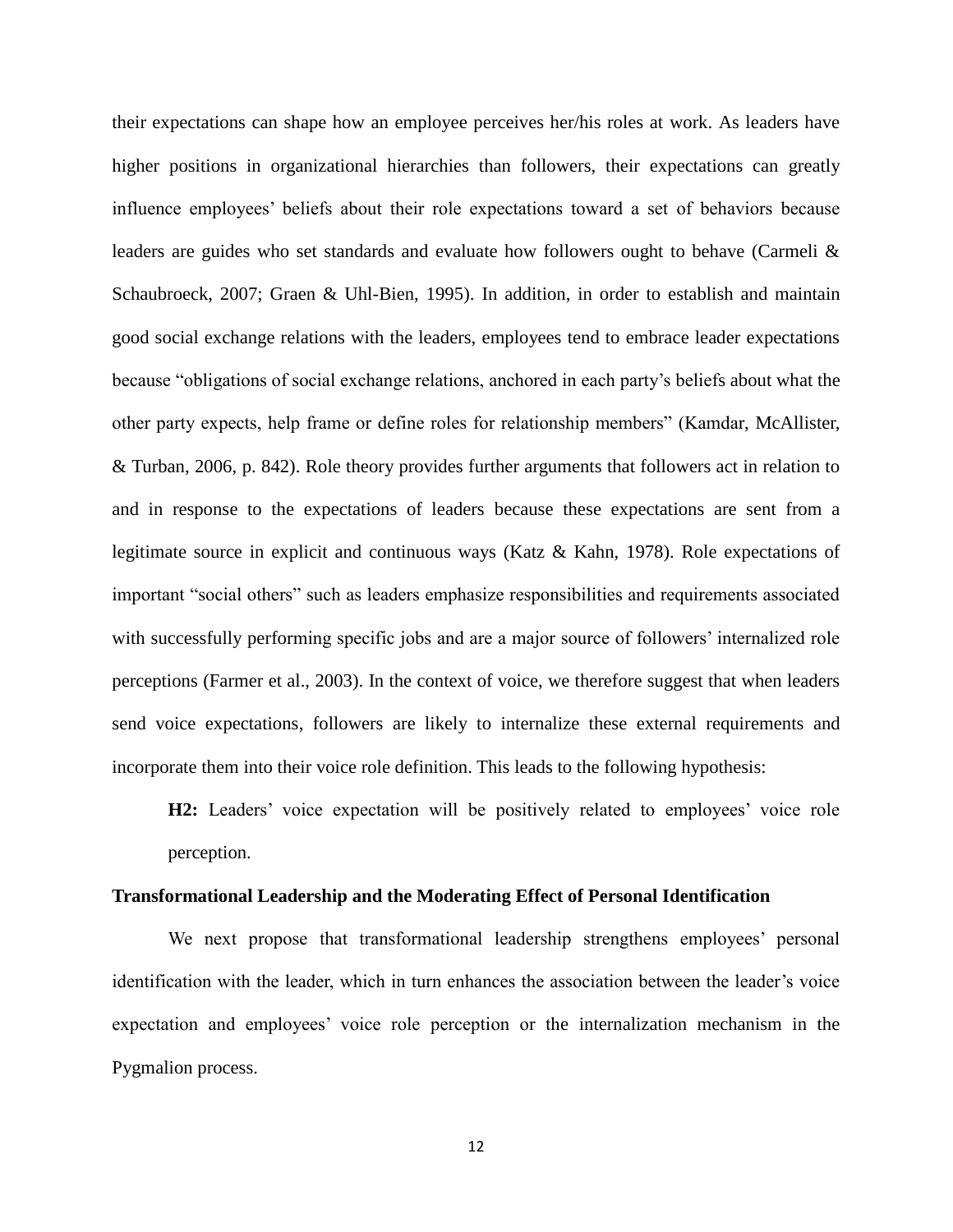their expectations can shape how an employee perceives her/his roles at work. As leaders have higher positions in organizational hierarchies than followers, their expectations can greatly influence employees' beliefs about their role expectations toward a set of behaviors because leaders are guides who set standards and evaluate how followers ought to behave (Carmeli & Schaubroeck, 2007; Graen & Uhl-Bien, 1995). In addition, in order to establish and maintain good social exchange relations with the leaders, employees tend to embrace leader expectations because "obligations of social exchange relations, anchored in each party's beliefs about what the other party expects, help frame or define roles for relationship members" (Kamdar, McAllister, & Turban, 2006, p. 842). Role theory provides further arguments that followers act in relation to and in response to the expectations of leaders because these expectations are sent from a legitimate source in explicit and continuous ways (Katz & Kahn, 1978). Role expectations of important "social others" such as leaders emphasize responsibilities and requirements associated with successfully performing specific jobs and are a major source of followers' internalized role perceptions (Farmer et al., 2003). In the context of voice, we therefore suggest that when leaders send voice expectations, followers are likely to internalize these external requirements and incorporate them into their voice role definition. This leads to the following hypothesis:

> **H2:** Leaders' voice expectation will be positively related to employees' voice role perception.

**Transformational Leadership and the Moderating Effect of Personal Identification**

We next propose that transformational leadership strengthens employees' personal identification with the leader, which in turn enhances the association between the leader's voice expectation and employees' voice role perception or the internalization mechanism in the Pygmalion process.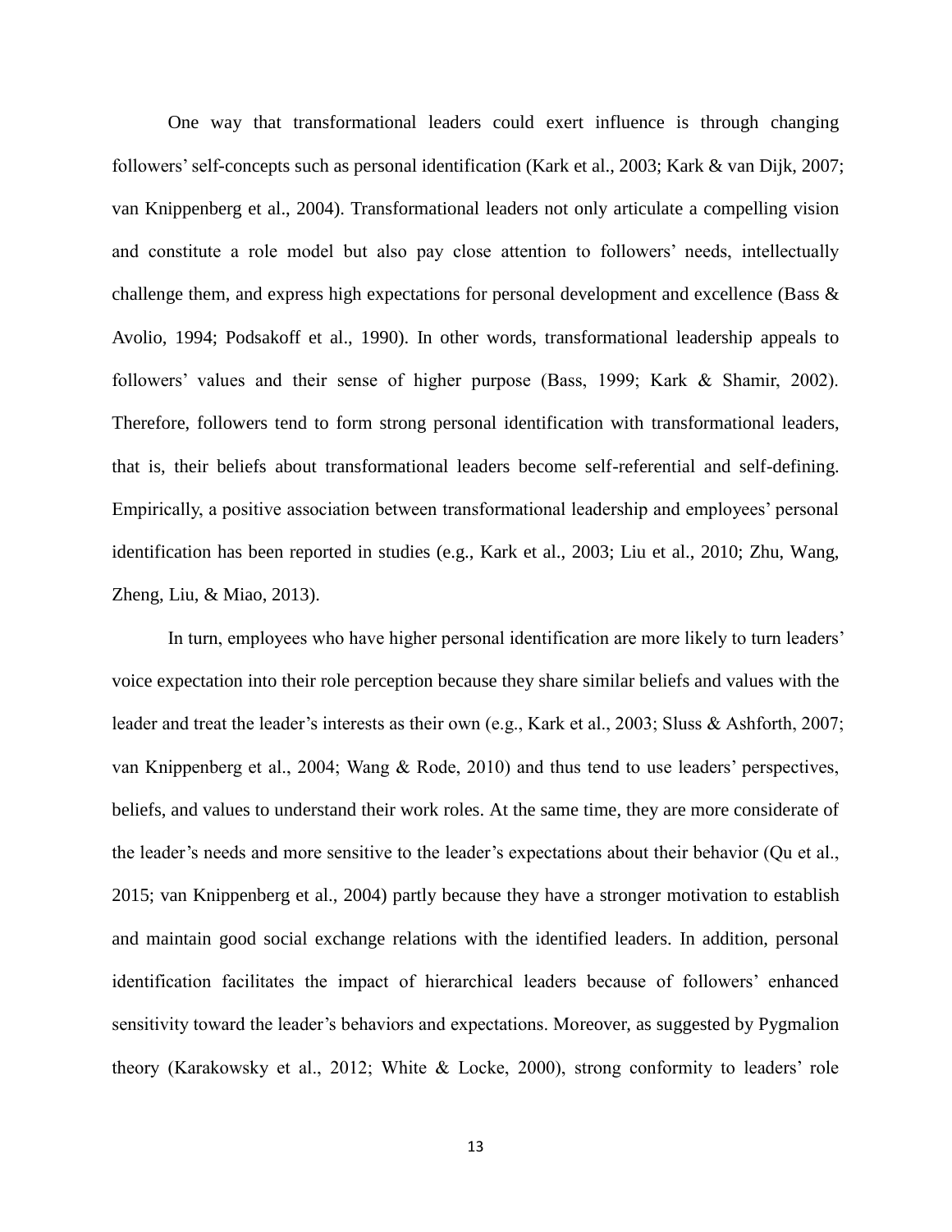One way that transformational leaders could exert influence is through changing followers' self-concepts such as personal identification (Kark et al., 2003; Kark & van Dijk, 2007; van Knippenberg et al., 2004). Transformational leaders not only articulate a compelling vision and constitute a role model but also pay close attention to followers' needs, intellectually challenge them, and express high expectations for personal development and excellence (Bass & Avolio, 1994; Podsakoff et al., 1990). In other words, transformational leadership appeals to followers' values and their sense of higher purpose (Bass, 1999; Kark & Shamir, 2002). Therefore, followers tend to form strong personal identification with transformational leaders, that is, their beliefs about transformational leaders become self-referential and self-defining. Empirically, a positive association between transformational leadership and employees' personal identification has been reported in studies (e.g., Kark et al., 2003; Liu et al., 2010; Zhu, Wang, Zheng, Liu, & Miao, 2013).

In turn, employees who have higher personal identification are more likely to turn leaders' voice expectation into their role perception because they share similar beliefs and values with the leader and treat the leader's interests as their own (e.g., Kark et al., 2003; Sluss & Ashforth, 2007; van Knippenberg et al., 2004; Wang & Rode, 2010) and thus tend to use leaders' perspectives, beliefs, and values to understand their work roles. At the same time, they are more considerate of the leader's needs and more sensitive to the leader's expectations about their behavior (Qu et al., 2015; van Knippenberg et al., 2004) partly because they have a stronger motivation to establish and maintain good social exchange relations with the identified leaders. In addition, personal identification facilitates the impact of hierarchical leaders because of followers' enhanced sensitivity toward the leader's behaviors and expectations. Moreover, as suggested by Pygmalion theory (Karakowsky et al., 2012; White & Locke, 2000), strong conformity to leaders' role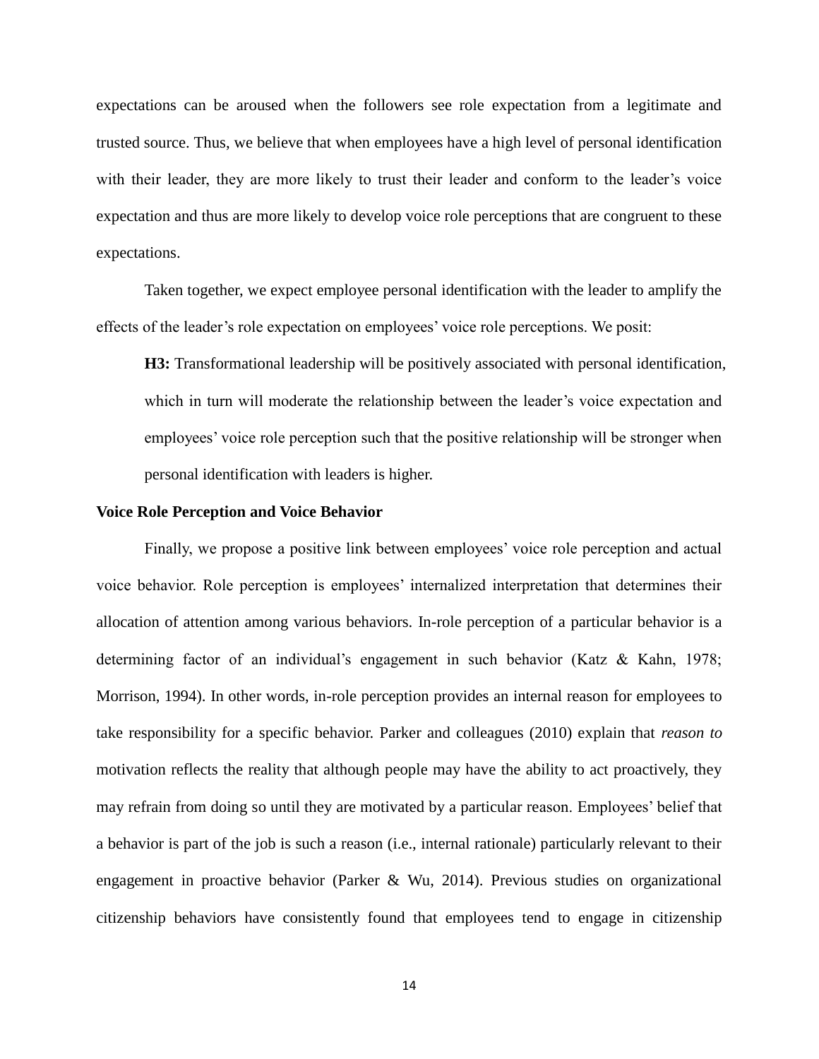expectations can be aroused when the followers see role expectation from a legitimate and trusted source. Thus, we believe that when employees have a high level of personal identification with their leader, they are more likely to trust their leader and conform to the leader's voice expectation and thus are more likely to develop voice role perceptions that are congruent to these expectations.

Taken together, we expect employee personal identification with the leader to amplify the effects of the leader's role expectation on employees' voice role perceptions. We posit:

> **H3:** Transformational leadership will be positively associated with personal identification, which in turn will moderate the relationship between the leader's voice expectation and employees' voice role perception such that the positive relationship will be stronger when personal identification with leaders is higher.

**Voice Role Perception and Voice Behavior**

Finally, we propose a positive link between employees' voice role perception and actual voice behavior. Role perception is employees' internalized interpretation that determines their allocation of attention among various behaviors. In-role perception of a particular behavior is a determining factor of an individual's engagement in such behavior (Katz & Kahn, 1978; Morrison, 1994). In other words, in-role perception provides an internal reason for employees to take responsibility for a specific behavior. Parker and colleagues (2010) explain that *reason to* motivation reflects the reality that although people may have the ability to act proactively, they may refrain from doing so until they are motivated by a particular reason. Employees' belief that a behavior is part of the job is such a reason (i.e., internal rationale) particularly relevant to their engagement in proactive behavior (Parker & Wu, 2014). Previous studies on organizational citizenship behaviors have consistently found that employees tend to engage in citizenship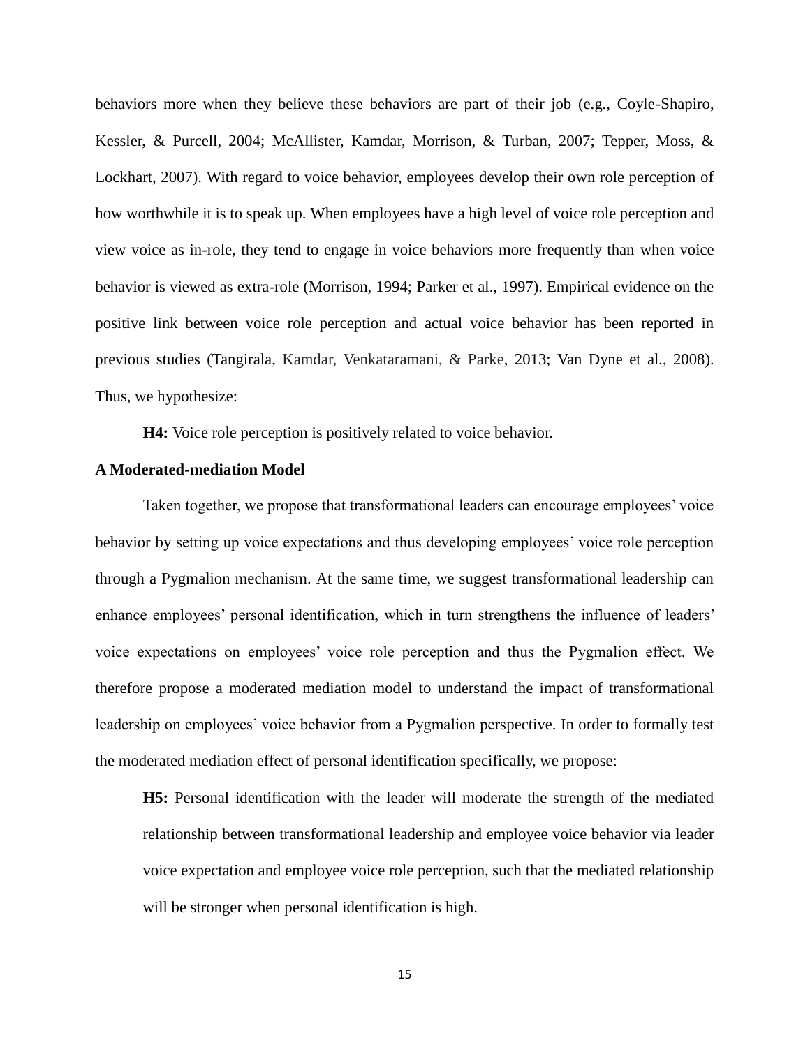behaviors more when they believe these behaviors are part of their job (e.g., Coyle-Shapiro, Kessler, & Purcell, 2004; McAllister, Kamdar, Morrison, & Turban, 2007; Tepper, Moss, & Lockhart, 2007). With regard to voice behavior, employees develop their own role perception of how worthwhile it is to speak up. When employees have a high level of voice role perception and view voice as in-role, they tend to engage in voice behaviors more frequently than when voice behavior is viewed as extra-role (Morrison, 1994; Parker et al., 1997). Empirical evidence on the positive link between voice role perception and actual voice behavior has been reported in previous studies (Tangirala, Kamdar, Venkataramani, & Parke, 2013; Van Dyne et al., 2008). Thus, we hypothesize:

**H4:** Voice role perception is positively related to voice behavior.

**A Moderated-mediation Model**

Taken together, we propose that transformational leaders can encourage employees' voice behavior by setting up voice expectations and thus developing employees' voice role perception through a Pygmalion mechanism. At the same time, we suggest transformational leadership can enhance employees' personal identification, which in turn strengthens the influence of leaders' voice expectations on employees' voice role perception and thus the Pygmalion effect. We therefore propose a moderated mediation model to understand the impact of transformational leadership on employees' voice behavior from a Pygmalion perspective. In order to formally test the moderated mediation effect of personal identification specifically, we propose:

> **H5:** Personal identification with the leader will moderate the strength of the mediated relationship between transformational leadership and employee voice behavior via leader voice expectation and employee voice role perception, such that the mediated relationship will be stronger when personal identification is high.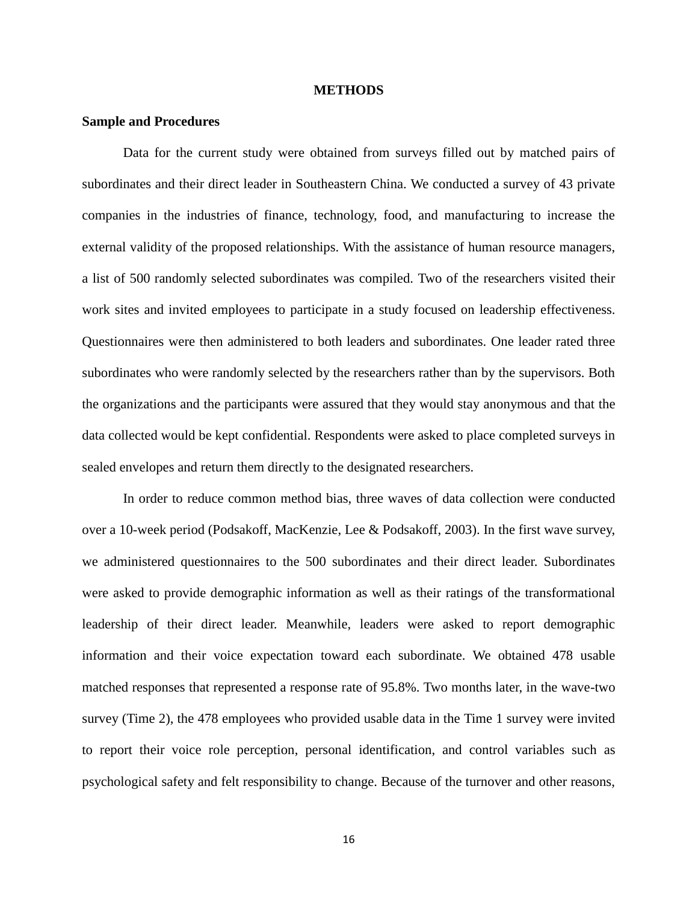# METHODS

## Sample and Procedures

Data for the current study were obtained from surveys filled out by matched pairs of subordinates and their direct leader in Southeastern China. We conducted a survey of 43 private companies in the industries of finance, technology, food, and manufacturing to increase the external validity of the proposed relationships. With the assistance of human resource managers, a list of 500 randomly selected subordinates was compiled. Two of the researchers visited their work sites and invited employees to participate in a study focused on leadership effectiveness. Questionnaires were then administered to both leaders and subordinates. One leader rated three subordinates who were randomly selected by the researchers rather than by the supervisors. Both the organizations and the participants were assured that they would stay anonymous and that the data collected would be kept confidential. Respondents were asked to place completed surveys in sealed envelopes and return them directly to the designated researchers.

In order to reduce common method bias, three waves of data collection were conducted over a 10-week period (Podsakoff, MacKenzie, Lee & Podsakoff, 2003). In the first wave survey, we administered questionnaires to the 500 subordinates and their direct leader. Subordinates were asked to provide demographic information as well as their ratings of the transformational leadership of their direct leader. Meanwhile, leaders were asked to report demographic information and their voice expectation toward each subordinate. We obtained 478 usable matched responses that represented a response rate of 95.8%. Two months later, in the wave-two survey (Time 2), the 478 employees who provided usable data in the Time 1 survey were invited to report their voice role perception, personal identification, and control variables such as psychological safety and felt responsibility to change. Because of the turnover and other reasons,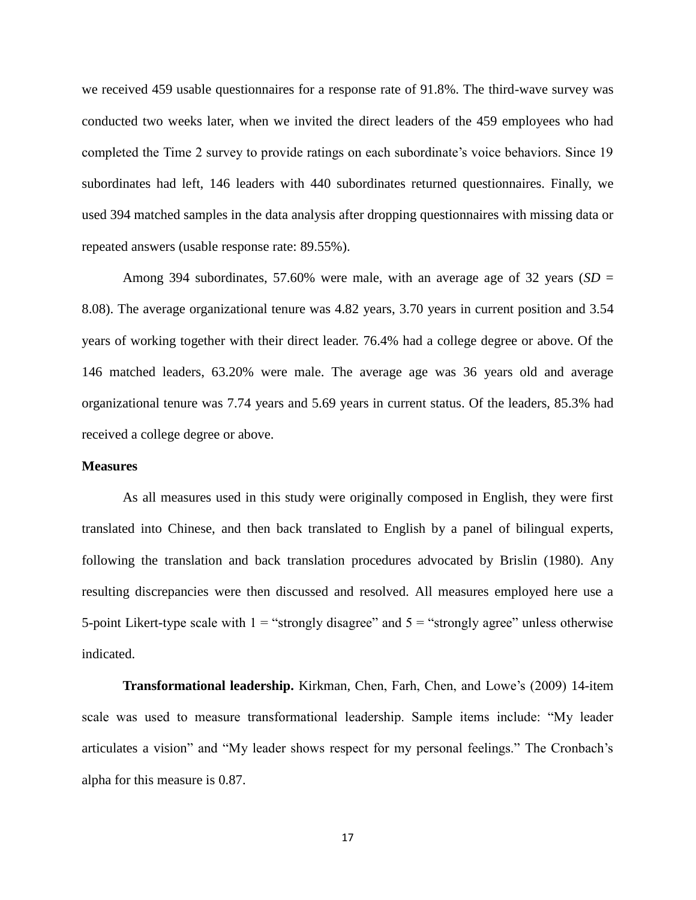we received 459 usable questionnaires for a response rate of 91.8%. The third-wave survey was conducted two weeks later, when we invited the direct leaders of the 459 employees who had completed the Time 2 survey to provide ratings on each subordinate's voice behaviors. Since 19 subordinates had left, 146 leaders with 440 subordinates returned questionnaires. Finally, we used 394 matched samples in the data analysis after dropping questionnaires with missing data or repeated answers (usable response rate: 89.55%).

Among 394 subordinates, 57.60% were male, with an average age of 32 years (*SD* = 8.08). The average organizational tenure was 4.82 years, 3.70 years in current position and 3.54 years of working together with their direct leader. 76.4% had a college degree or above. Of the 146 matched leaders, 63.20% were male. The average age was 36 years old and average organizational tenure was 7.74 years and 5.69 years in current status. Of the leaders, 85.3% had received a college degree or above.

### Measures

As all measures used in this study were originally composed in English, they were first translated into Chinese, and then back translated to English by a panel of bilingual experts, following the translation and back translation procedures advocated by Brislin (1980). Any resulting discrepancies were then discussed and resolved. All measures employed here use a 5-point Likert-type scale with 1 = "strongly disagree" and 5 = "strongly agree" unless otherwise indicated.

**Transformational leadership.** Kirkman, Chen, Farh, Chen, and Lowe's (2009) 14-item scale was used to measure transformational leadership. Sample items include: "My leader articulates a vision" and "My leader shows respect for my personal feelings." The Cronbach's alpha for this measure is 0.87.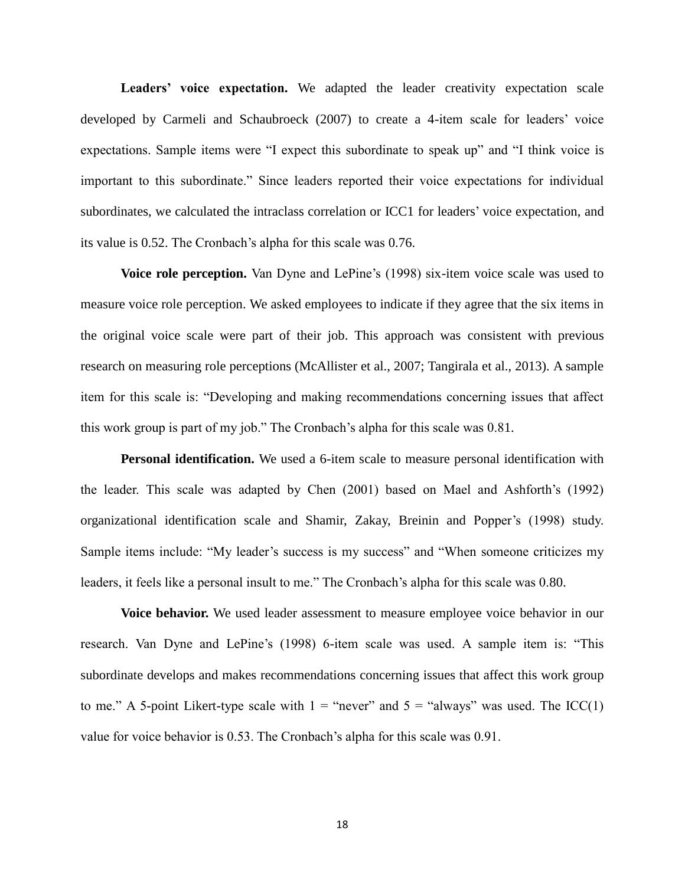**Leaders' voice expectation.** We adapted the leader creativity expectation scale developed by Carmeli and Schaubroeck (2007) to create a 4-item scale for leaders' voice expectations. Sample items were "I expect this subordinate to speak up" and "I think voice is important to this subordinate." Since leaders reported their voice expectations for individual subordinates, we calculated the intraclass correlation or ICC1 for leaders' voice expectation, and its value is 0.52. The Cronbach's alpha for this scale was 0.76.

**Voice role perception.** Van Dyne and LePine's (1998) six-item voice scale was used to measure voice role perception. We asked employees to indicate if they agree that the six items in the original voice scale were part of their job. This approach was consistent with previous research on measuring role perceptions (McAllister et al., 2007; Tangirala et al., 2013). A sample item for this scale is: "Developing and making recommendations concerning issues that affect this work group is part of my job." The Cronbach's alpha for this scale was 0.81.

**Personal identification.** We used a 6-item scale to measure personal identification with the leader. This scale was adapted by Chen (2001) based on Mael and Ashforth's (1992) organizational identification scale and Shamir, Zakay, Breinin and Popper's (1998) study. Sample items include: "My leader's success is my success" and "When someone criticizes my leaders, it feels like a personal insult to me." The Cronbach's alpha for this scale was 0.80.

**Voice behavior.** We used leader assessment to measure employee voice behavior in our research. Van Dyne and LePine's (1998) 6-item scale was used. A sample item is: "This subordinate develops and makes recommendations concerning issues that affect this work group to me." A 5-point Likert-type scale with 1 = "never" and 5 = "always" was used. The ICC(1) value for voice behavior is 0.53. The Cronbach's alpha for this scale was 0.91.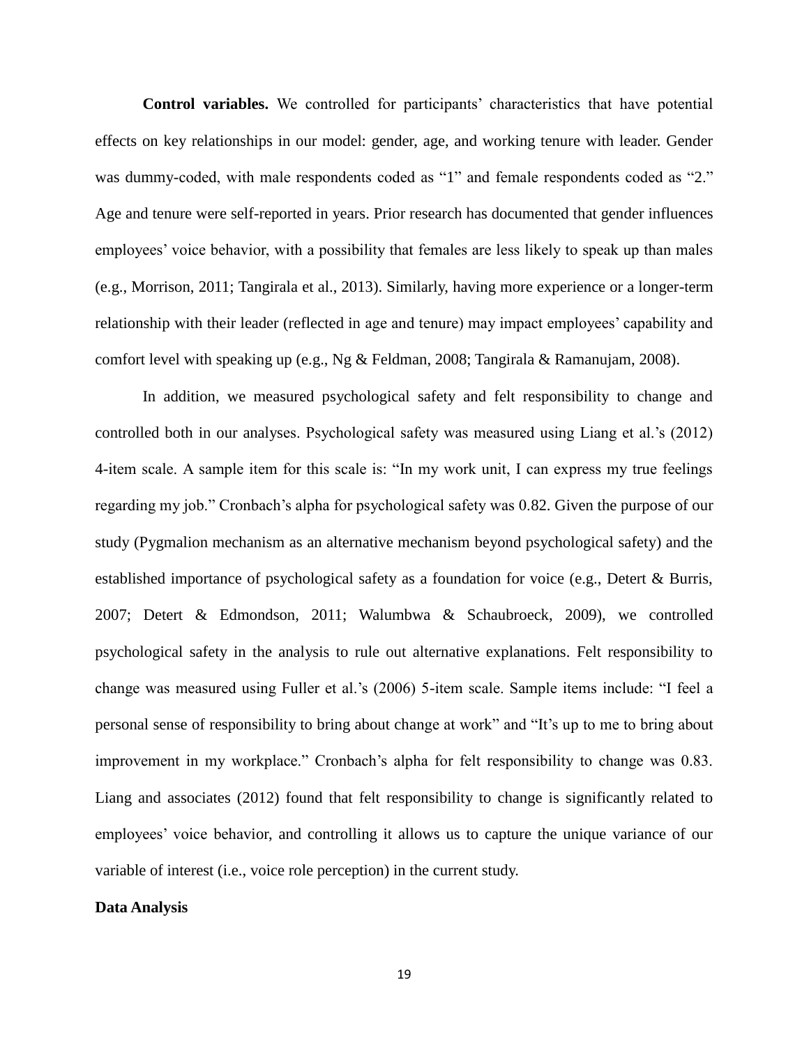**Control variables.** We controlled for participants' characteristics that have potential effects on key relationships in our model: gender, age, and working tenure with leader. Gender was dummy-coded, with male respondents coded as "1" and female respondents coded as "2." Age and tenure were self-reported in years. Prior research has documented that gender influences employees' voice behavior, with a possibility that females are less likely to speak up than males (e.g., Morrison, 2011; Tangirala et al., 2013). Similarly, having more experience or a longer-term relationship with their leader (reflected in age and tenure) may impact employees' capability and comfort level with speaking up (e.g., Ng & Feldman, 2008; Tangirala & Ramanujam, 2008).

In addition, we measured psychological safety and felt responsibility to change and controlled both in our analyses. Psychological safety was measured using Liang et al.'s (2012) 4-item scale. A sample item for this scale is: "In my work unit, I can express my true feelings regarding my job." Cronbach's alpha for psychological safety was 0.82. Given the purpose of our study (Pygmalion mechanism as an alternative mechanism beyond psychological safety) and the established importance of psychological safety as a foundation for voice (e.g., Detert & Burris, 2007; Detert & Edmondson, 2011; Walumbwa & Schaubroeck, 2009), we controlled psychological safety in the analysis to rule out alternative explanations. Felt responsibility to change was measured using Fuller et al.'s (2006) 5-item scale. Sample items include: "I feel a personal sense of responsibility to bring about change at work" and "It's up to me to bring about improvement in my workplace." Cronbach's alpha for felt responsibility to change was 0.83. Liang and associates (2012) found that felt responsibility to change is significantly related to employees' voice behavior, and controlling it allows us to capture the unique variance of our variable of interest (i.e., voice role perception) in the current study.

**Data Analysis**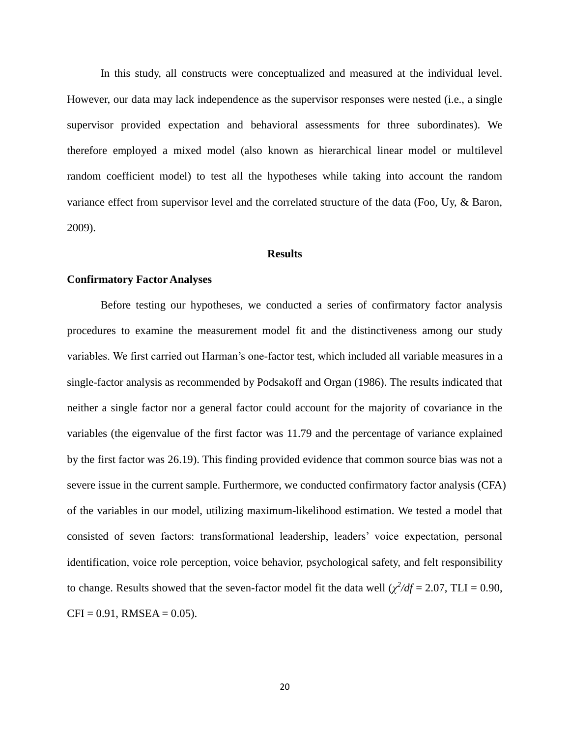In this study, all constructs were conceptualized and measured at the individual level. However, our data may lack independence as the supervisor responses were nested (i.e., a single supervisor provided expectation and behavioral assessments for three subordinates). We therefore employed a mixed model (also known as hierarchical linear model or multilevel random coefficient model) to test all the hypotheses while taking into account the random variance effect from supervisor level and the correlated structure of the data (Foo, Uy, & Baron, 2009).

## Results

### Confirmatory Factor Analyses

Before testing our hypotheses, we conducted a series of confirmatory factor analysis procedures to examine the measurement model fit and the distinctiveness among our study variables. We first carried out Harman's one-factor test, which included all variable measures in a single-factor analysis as recommended by Podsakoff and Organ (1986). The results indicated that neither a single factor nor a general factor could account for the majority of covariance in the variables (the eigenvalue of the first factor was 11.79 and the percentage of variance explained by the first factor was 26.19). This finding provided evidence that common source bias was not a severe issue in the current sample. Furthermore, we conducted confirmatory factor analysis (CFA) of the variables in our model, utilizing maximum-likelihood estimation. We tested a model that consisted of seven factors: transformational leadership, leaders' voice expectation, personal identification, voice role perception, voice behavior, psychological safety, and felt responsibility to change. Results showed that the seven-factor model fit the data well ($\chi^2/df$ = 2.07, TLI = 0.90, CFI = 0.91, RMSEA = 0.05).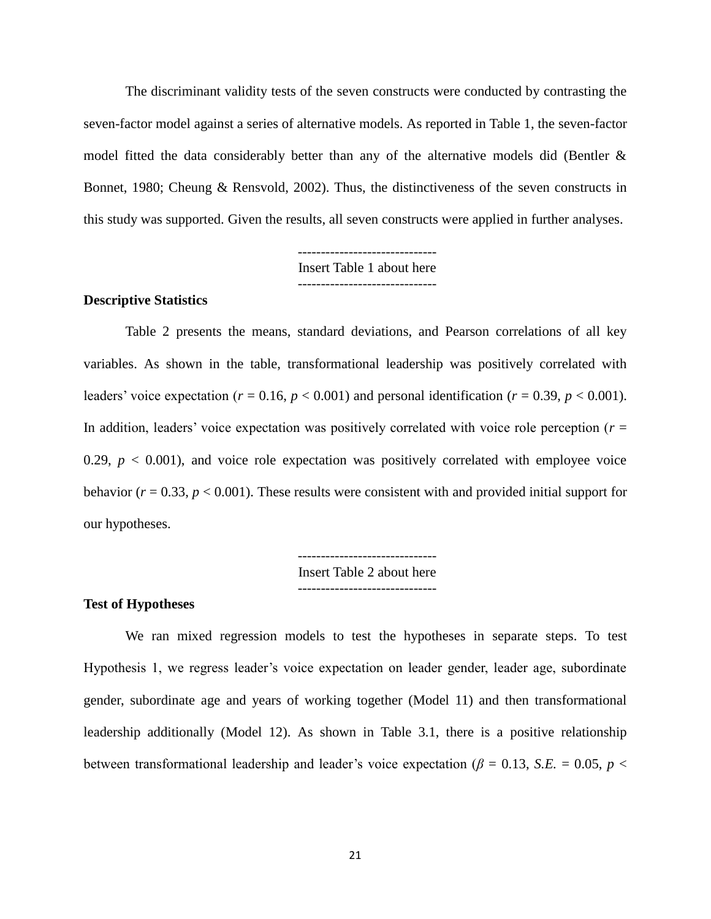The discriminant validity tests of the seven constructs were conducted by contrasting the seven-factor model against a series of alternative models. As reported in Table 1, the seven-factor model fitted the data considerably better than any of the alternative models did (Bentler & Bonnet, 1980; Cheung & Rensvold, 2002). Thus, the distinctiveness of the seven constructs in this study was supported. Given the results, all seven constructs were applied in further analyses.

------------------------------
Insert Table 1 about here
------------------------------

**Descriptive Statistics**

Table 2 presents the means, standard deviations, and Pearson correlations of all key variables. As shown in the table, transformational leadership was positively correlated with leaders' voice expectation ($r = 0.16$, $p < 0.001$) and personal identification ($r = 0.39$, $p < 0.001$). In addition, leaders' voice expectation was positively correlated with voice role perception ($r = 0.29$, $p < 0.001$), and voice role expectation was positively correlated with employee voice behavior ($r = 0.33$, $p < 0.001$). These results were consistent with and provided initial support for our hypotheses.

------------------------------
Insert Table 2 about here
------------------------------

**Test of Hypotheses**

We ran mixed regression models to test the hypotheses in separate steps. To test Hypothesis 1, we regress leader's voice expectation on leader gender, leader age, subordinate gender, subordinate age and years of working together (Model 11) and then transformational leadership additionally (Model 12). As shown in Table 3.1, there is a positive relationship between transformational leadership and leader's voice expectation ($\beta = 0.13$, *S.E.* $= 0.05$, $p <$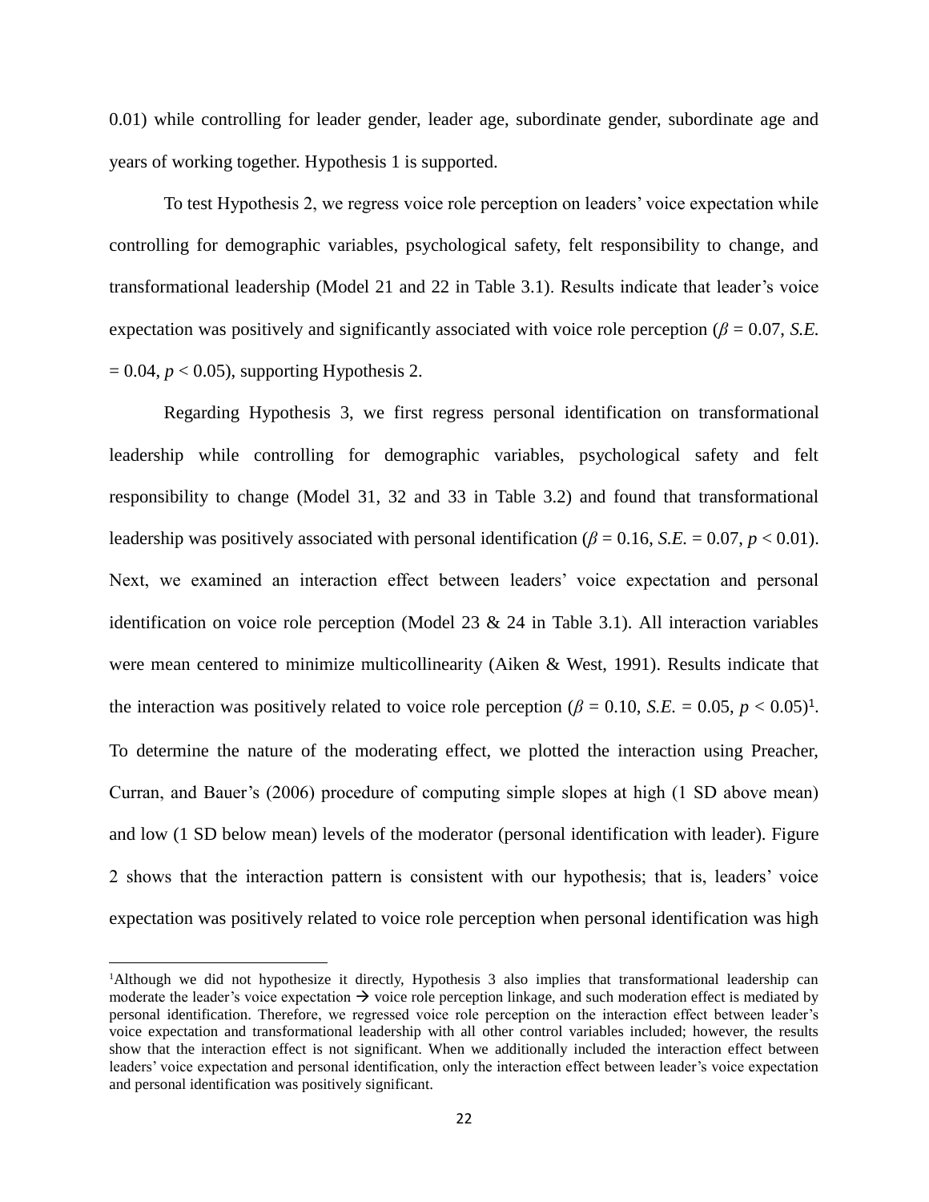0.01) while controlling for leader gender, leader age, subordinate gender, subordinate age and years of working together. Hypothesis 1 is supported.

To test Hypothesis 2, we regress voice role perception on leaders' voice expectation while controlling for demographic variables, psychological safety, felt responsibility to change, and transformational leadership (Model 21 and 22 in Table 3.1). Results indicate that leader's voice expectation was positively and significantly associated with voice role perception ($\beta = 0.07$, *S.E.* $= 0.04$, $p < 0.05$), supporting Hypothesis 2.

Regarding Hypothesis 3, we first regress personal identification on transformational leadership while controlling for demographic variables, psychological safety and felt responsibility to change (Model 31, 32 and 33 in Table 3.2) and found that transformational leadership was positively associated with personal identification ($\beta = 0.16$, *S.E.* $= 0.07$, $p < 0.01$). Next, we examined an interaction effect between leaders' voice expectation and personal identification on voice role perception (Model 23 & 24 in Table 3.1). All interaction variables were mean centered to minimize multicollinearity (Aiken & West, 1991). Results indicate that the interaction was positively related to voice role perception ($\beta = 0.10$, *S.E.* $= 0.05$, $p < 0.05$)[1]. To determine the nature of the moderating effect, we plotted the interaction using Preacher, Curran, and Bauer's (2006) procedure of computing simple slopes at high (1 SD above mean) and low (1 SD below mean) levels of the moderator (personal identification with leader). Figure 2 shows that the interaction pattern is consistent with our hypothesis; that is, leaders' voice expectation was positively related to voice role perception when personal identification was high

---

[1]Although we did not hypothesize it directly, Hypothesis 3 also implies that transformational leadership can moderate the leader's voice expectation → voice role perception linkage, and such moderation effect is mediated by personal identification. Therefore, we regressed voice role perception on the interaction effect between leader's voice expectation and transformational leadership with all other control variables included; however, the results show that the interaction effect is not significant. When we additionally included the interaction effect between leaders' voice expectation and personal identification, only the interaction effect between leader's voice expectation and personal identification was positively significant.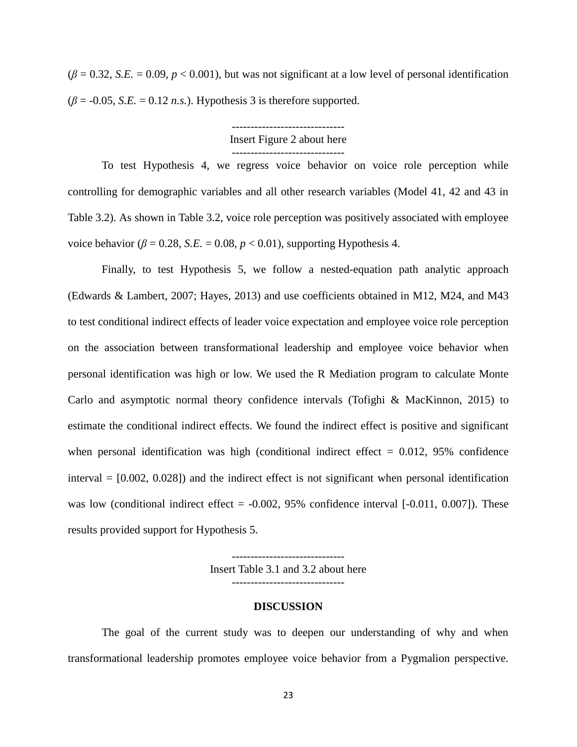($\beta$ = 0.32, *S.E.* = 0.09, $p < 0.001$), but was not significant at a low level of personal identification ($\beta$ = -0.05, *S.E.* = 0.12 *n.s.*). Hypothesis 3 is therefore supported.

------------------------------
Insert Figure 2 about here
------------------------------

To test Hypothesis 4, we regress voice behavior on voice role perception while controlling for demographic variables and all other research variables (Model 41, 42 and 43 in Table 3.2). As shown in Table 3.2, voice role perception was positively associated with employee voice behavior ($\beta$ = 0.28, *S.E.* = 0.08, $p < 0.01$), supporting Hypothesis 4.

Finally, to test Hypothesis 5, we follow a nested-equation path analytic approach (Edwards & Lambert, 2007; Hayes, 2013) and use coefficients obtained in M12, M24, and M43 to test conditional indirect effects of leader voice expectation and employee voice role perception on the association between transformational leadership and employee voice behavior when personal identification was high or low. We used the R Mediation program to calculate Monte Carlo and asymptotic normal theory confidence intervals (Tofighi & MacKinnon, 2015) to estimate the conditional indirect effects. We found the indirect effect is positive and significant when personal identification was high (conditional indirect effect = 0.012, 95% confidence interval = [0.002, 0.028]) and the indirect effect is not significant when personal identification was low (conditional indirect effect = -0.002, 95% confidence interval [-0.011, 0.007]). These results provided support for Hypothesis 5.

------------------------------
Insert Table 3.1 and 3.2 about here
------------------------------

## DISCUSSION

The goal of the current study was to deepen our understanding of why and when transformational leadership promotes employee voice behavior from a Pygmalion perspective.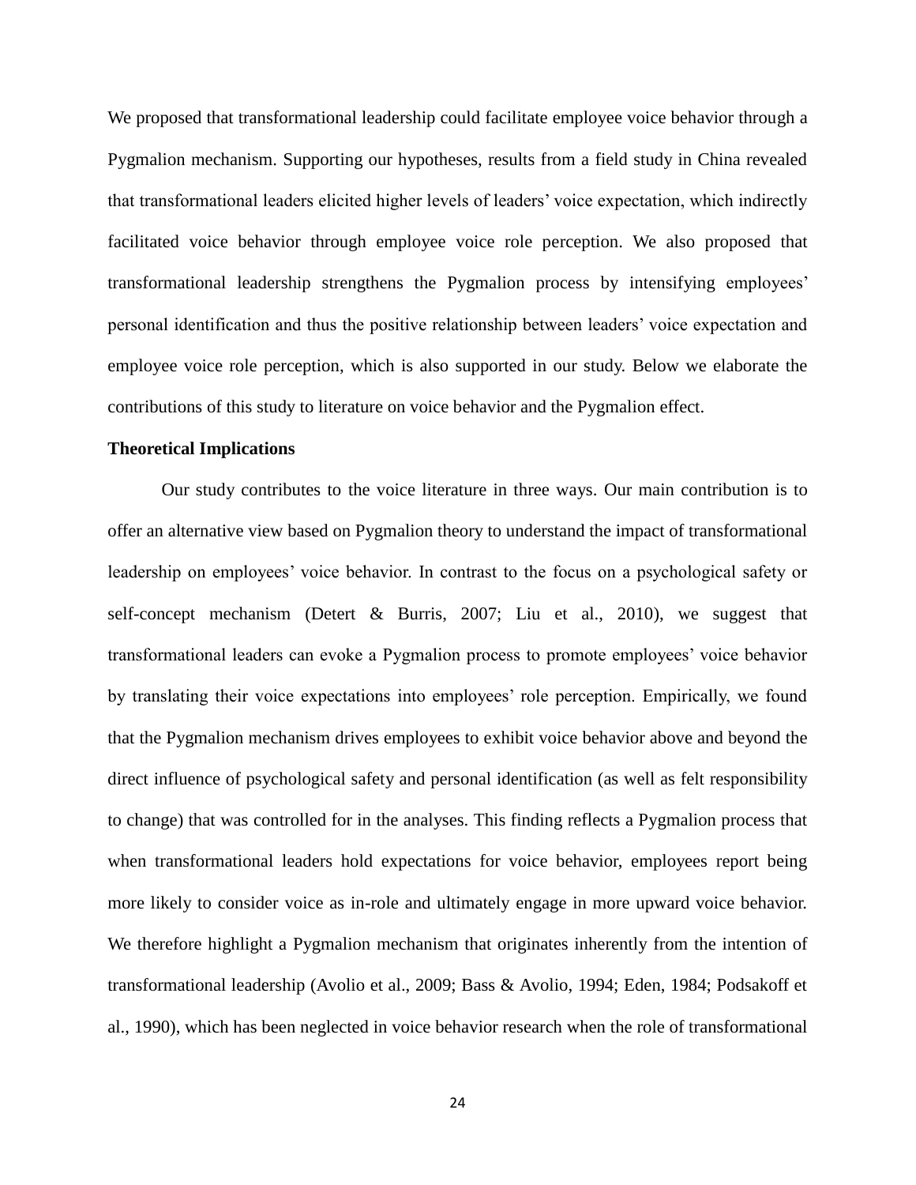We proposed that transformational leadership could facilitate employee voice behavior through a Pygmalion mechanism. Supporting our hypotheses, results from a field study in China revealed that transformational leaders elicited higher levels of leaders' voice expectation, which indirectly facilitated voice behavior through employee voice role perception. We also proposed that transformational leadership strengthens the Pygmalion process by intensifying employees' personal identification and thus the positive relationship between leaders' voice expectation and employee voice role perception, which is also supported in our study. Below we elaborate the contributions of this study to literature on voice behavior and the Pygmalion effect.

### Theoretical Implications

Our study contributes to the voice literature in three ways. Our main contribution is to offer an alternative view based on Pygmalion theory to understand the impact of transformational leadership on employees' voice behavior. In contrast to the focus on a psychological safety or self-concept mechanism (Detert & Burris, 2007; Liu et al., 2010), we suggest that transformational leaders can evoke a Pygmalion process to promote employees' voice behavior by translating their voice expectations into employees' role perception. Empirically, we found that the Pygmalion mechanism drives employees to exhibit voice behavior above and beyond the direct influence of psychological safety and personal identification (as well as felt responsibility to change) that was controlled for in the analyses. This finding reflects a Pygmalion process that when transformational leaders hold expectations for voice behavior, employees report being more likely to consider voice as in-role and ultimately engage in more upward voice behavior. We therefore highlight a Pygmalion mechanism that originates inherently from the intention of transformational leadership (Avolio et al., 2009; Bass & Avolio, 1994; Eden, 1984; Podsakoff et al., 1990), which has been neglected in voice behavior research when the role of transformational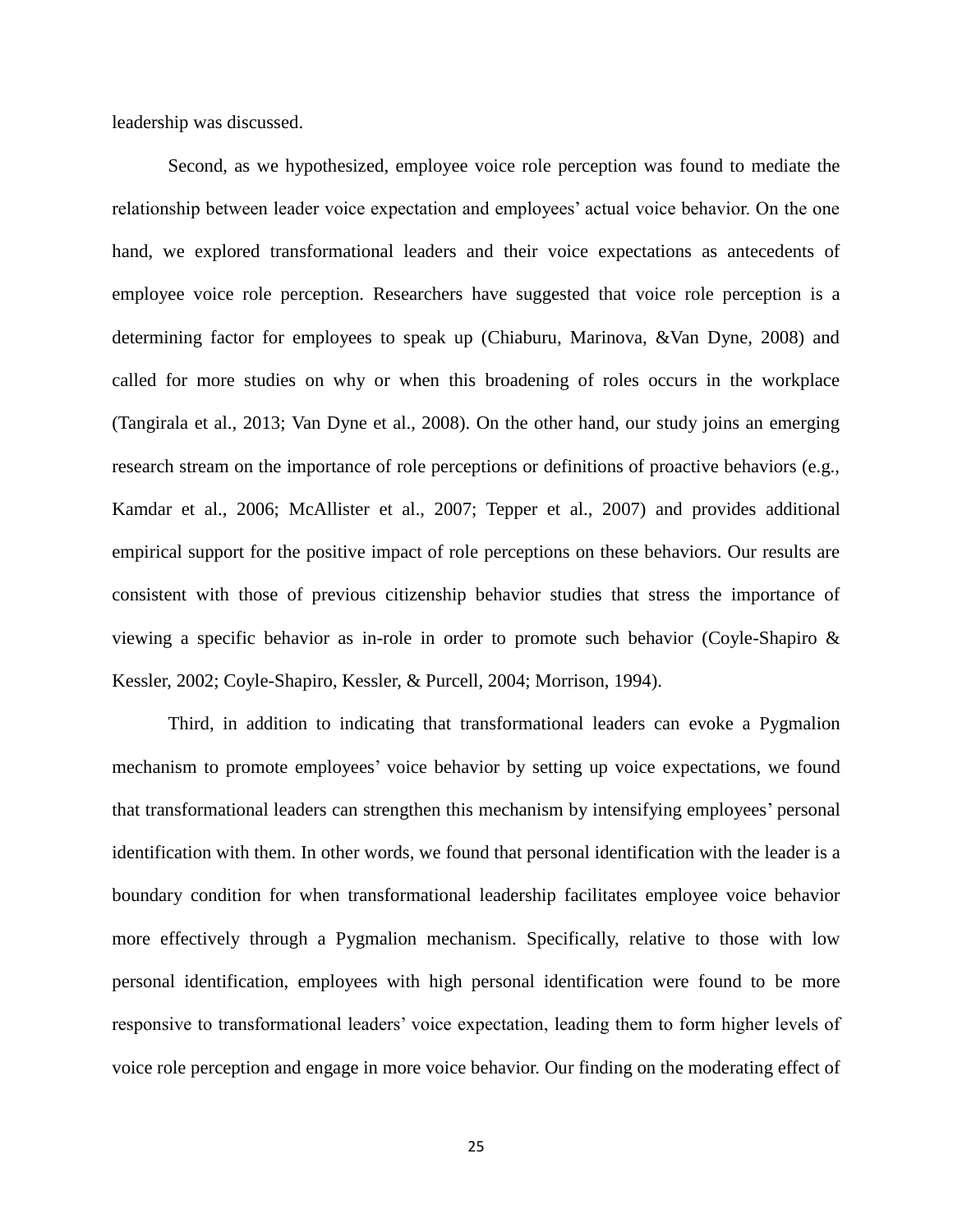leadership was discussed.

Second, as we hypothesized, employee voice role perception was found to mediate the relationship between leader voice expectation and employees' actual voice behavior. On the one hand, we explored transformational leaders and their voice expectations as antecedents of employee voice role perception. Researchers have suggested that voice role perception is a determining factor for employees to speak up (Chiaburu, Marinova, &Van Dyne, 2008) and called for more studies on why or when this broadening of roles occurs in the workplace (Tangirala et al., 2013; Van Dyne et al., 2008). On the other hand, our study joins an emerging research stream on the importance of role perceptions or definitions of proactive behaviors (e.g., Kamdar et al., 2006; McAllister et al., 2007; Tepper et al., 2007) and provides additional empirical support for the positive impact of role perceptions on these behaviors. Our results are consistent with those of previous citizenship behavior studies that stress the importance of viewing a specific behavior as in-role in order to promote such behavior (Coyle-Shapiro & Kessler, 2002; Coyle-Shapiro, Kessler, & Purcell, 2004; Morrison, 1994).

Third, in addition to indicating that transformational leaders can evoke a Pygmalion mechanism to promote employees' voice behavior by setting up voice expectations, we found that transformational leaders can strengthen this mechanism by intensifying employees' personal identification with them. In other words, we found that personal identification with the leader is a boundary condition for when transformational leadership facilitates employee voice behavior more effectively through a Pygmalion mechanism. Specifically, relative to those with low personal identification, employees with high personal identification were found to be more responsive to transformational leaders' voice expectation, leading them to form higher levels of voice role perception and engage in more voice behavior. Our finding on the moderating effect of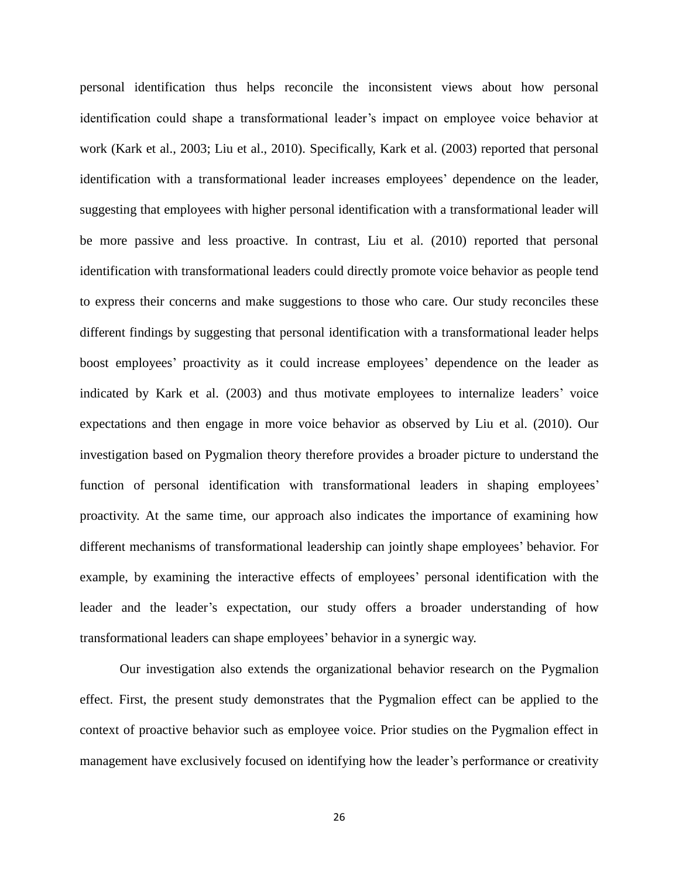personal identification thus helps reconcile the inconsistent views about how personal identification could shape a transformational leader's impact on employee voice behavior at work (Kark et al., 2003; Liu et al., 2010). Specifically, Kark et al. (2003) reported that personal identification with a transformational leader increases employees' dependence on the leader, suggesting that employees with higher personal identification with a transformational leader will be more passive and less proactive. In contrast, Liu et al. (2010) reported that personal identification with transformational leaders could directly promote voice behavior as people tend to express their concerns and make suggestions to those who care. Our study reconciles these different findings by suggesting that personal identification with a transformational leader helps boost employees' proactivity as it could increase employees' dependence on the leader as indicated by Kark et al. (2003) and thus motivate employees to internalize leaders' voice expectations and then engage in more voice behavior as observed by Liu et al. (2010). Our investigation based on Pygmalion theory therefore provides a broader picture to understand the function of personal identification with transformational leaders in shaping employees' proactivity. At the same time, our approach also indicates the importance of examining how different mechanisms of transformational leadership can jointly shape employees' behavior. For example, by examining the interactive effects of employees' personal identification with the leader and the leader's expectation, our study offers a broader understanding of how transformational leaders can shape employees' behavior in a synergic way.

Our investigation also extends the organizational behavior research on the Pygmalion effect. First, the present study demonstrates that the Pygmalion effect can be applied to the context of proactive behavior such as employee voice. Prior studies on the Pygmalion effect in management have exclusively focused on identifying how the leader's performance or creativity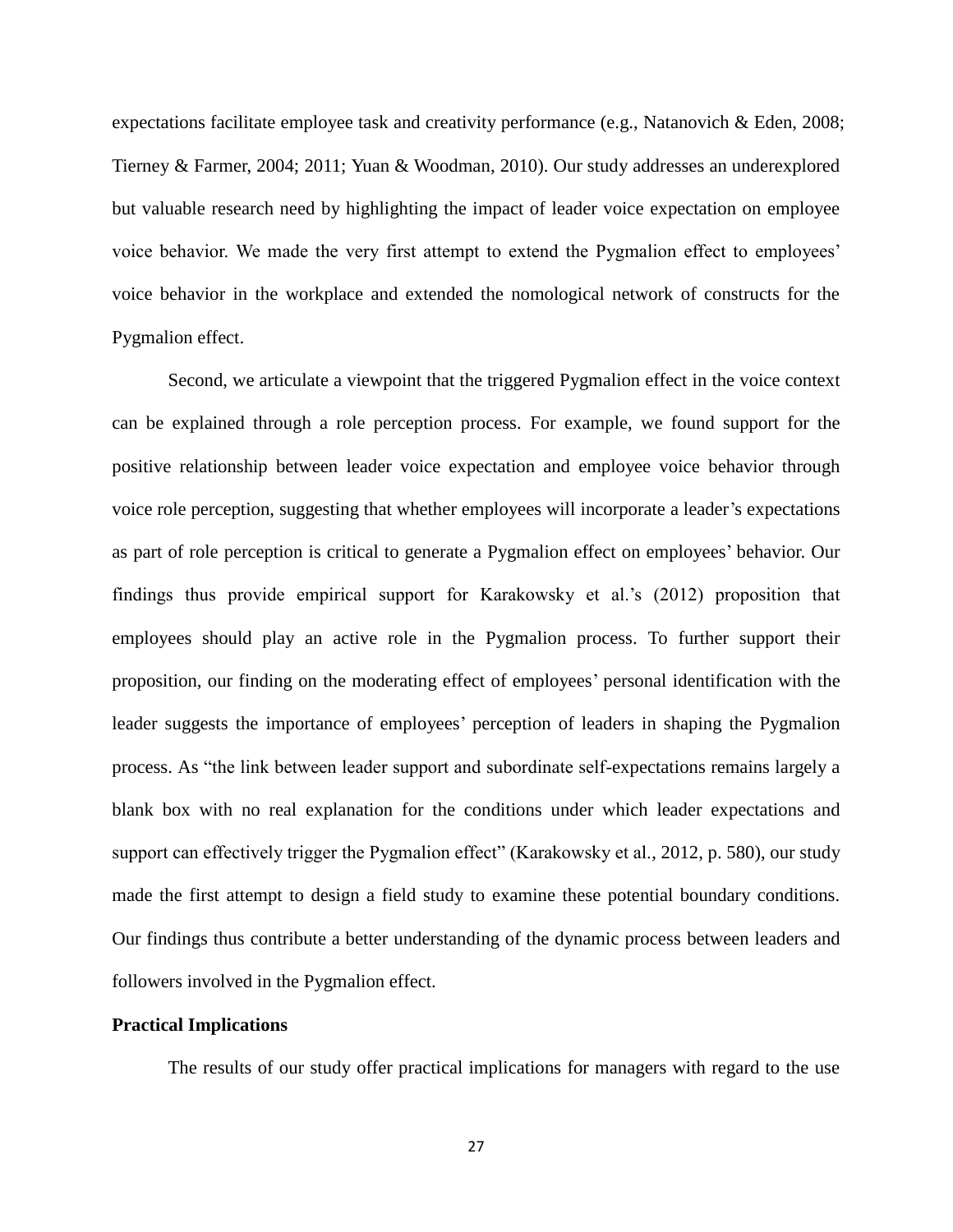expectations facilitate employee task and creativity performance (e.g., Natanovich & Eden, 2008; Tierney & Farmer, 2004; 2011; Yuan & Woodman, 2010). Our study addresses an underexplored but valuable research need by highlighting the impact of leader voice expectation on employee voice behavior. We made the very first attempt to extend the Pygmalion effect to employees' voice behavior in the workplace and extended the nomological network of constructs for the Pygmalion effect.

Second, we articulate a viewpoint that the triggered Pygmalion effect in the voice context can be explained through a role perception process. For example, we found support for the positive relationship between leader voice expectation and employee voice behavior through voice role perception, suggesting that whether employees will incorporate a leader's expectations as part of role perception is critical to generate a Pygmalion effect on employees' behavior. Our findings thus provide empirical support for Karakowsky et al.'s (2012) proposition that employees should play an active role in the Pygmalion process. To further support their proposition, our finding on the moderating effect of employees' personal identification with the leader suggests the importance of employees' perception of leaders in shaping the Pygmalion process. As "the link between leader support and subordinate self-expectations remains largely a blank box with no real explanation for the conditions under which leader expectations and support can effectively trigger the Pygmalion effect" (Karakowsky et al., 2012, p. 580), our study made the first attempt to design a field study to examine these potential boundary conditions. Our findings thus contribute a better understanding of the dynamic process between leaders and followers involved in the Pygmalion effect.

**Practical Implications**

The results of our study offer practical implications for managers with regard to the use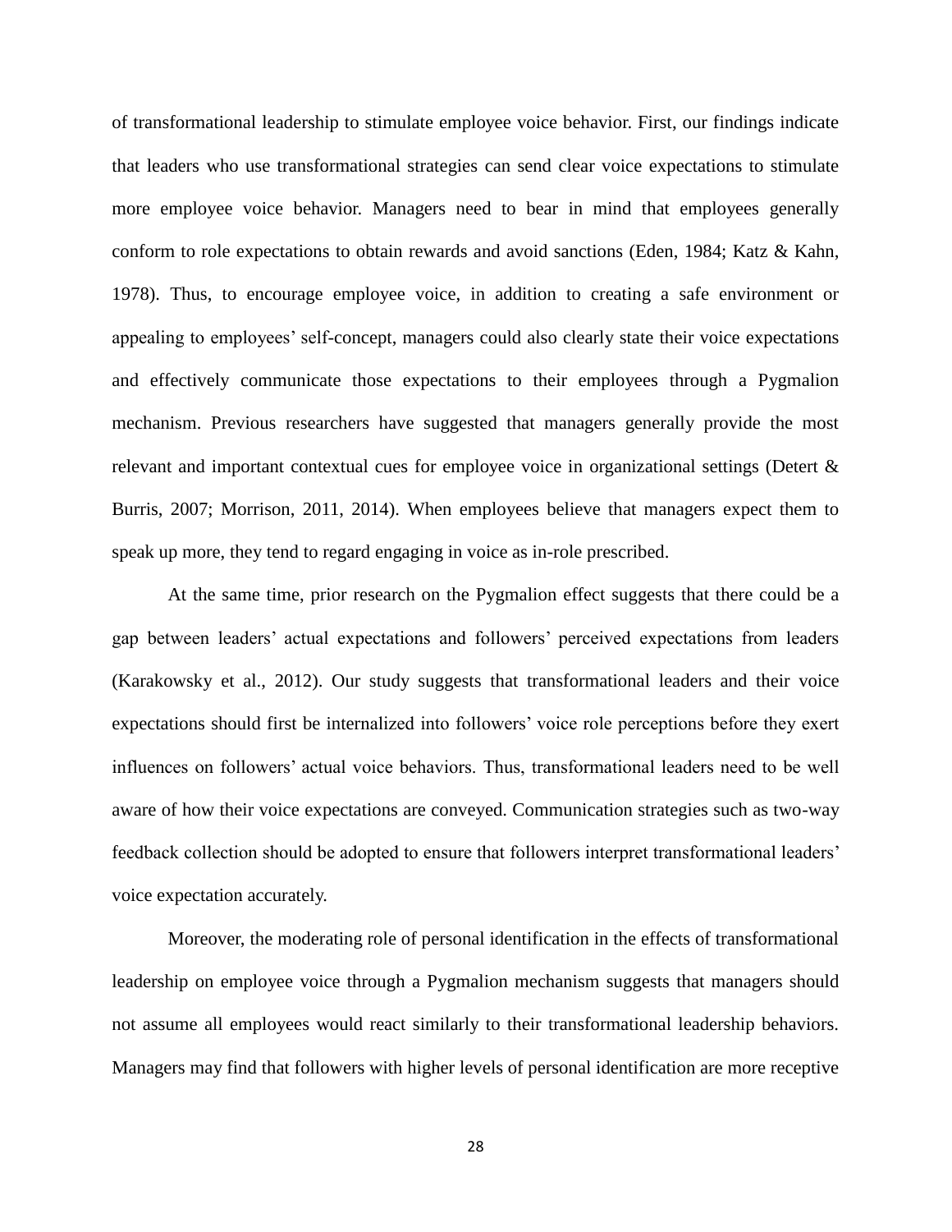of transformational leadership to stimulate employee voice behavior. First, our findings indicate that leaders who use transformational strategies can send clear voice expectations to stimulate more employee voice behavior. Managers need to bear in mind that employees generally conform to role expectations to obtain rewards and avoid sanctions (Eden, 1984; Katz & Kahn, 1978). Thus, to encourage employee voice, in addition to creating a safe environment or appealing to employees' self-concept, managers could also clearly state their voice expectations and effectively communicate those expectations to their employees through a Pygmalion mechanism. Previous researchers have suggested that managers generally provide the most relevant and important contextual cues for employee voice in organizational settings (Detert & Burris, 2007; Morrison, 2011, 2014). When employees believe that managers expect them to speak up more, they tend to regard engaging in voice as in-role prescribed.

At the same time, prior research on the Pygmalion effect suggests that there could be a gap between leaders' actual expectations and followers' perceived expectations from leaders (Karakowsky et al., 2012). Our study suggests that transformational leaders and their voice expectations should first be internalized into followers' voice role perceptions before they exert influences on followers' actual voice behaviors. Thus, transformational leaders need to be well aware of how their voice expectations are conveyed. Communication strategies such as two-way feedback collection should be adopted to ensure that followers interpret transformational leaders' voice expectation accurately.

Moreover, the moderating role of personal identification in the effects of transformational leadership on employee voice through a Pygmalion mechanism suggests that managers should not assume all employees would react similarly to their transformational leadership behaviors. Managers may find that followers with higher levels of personal identification are more receptive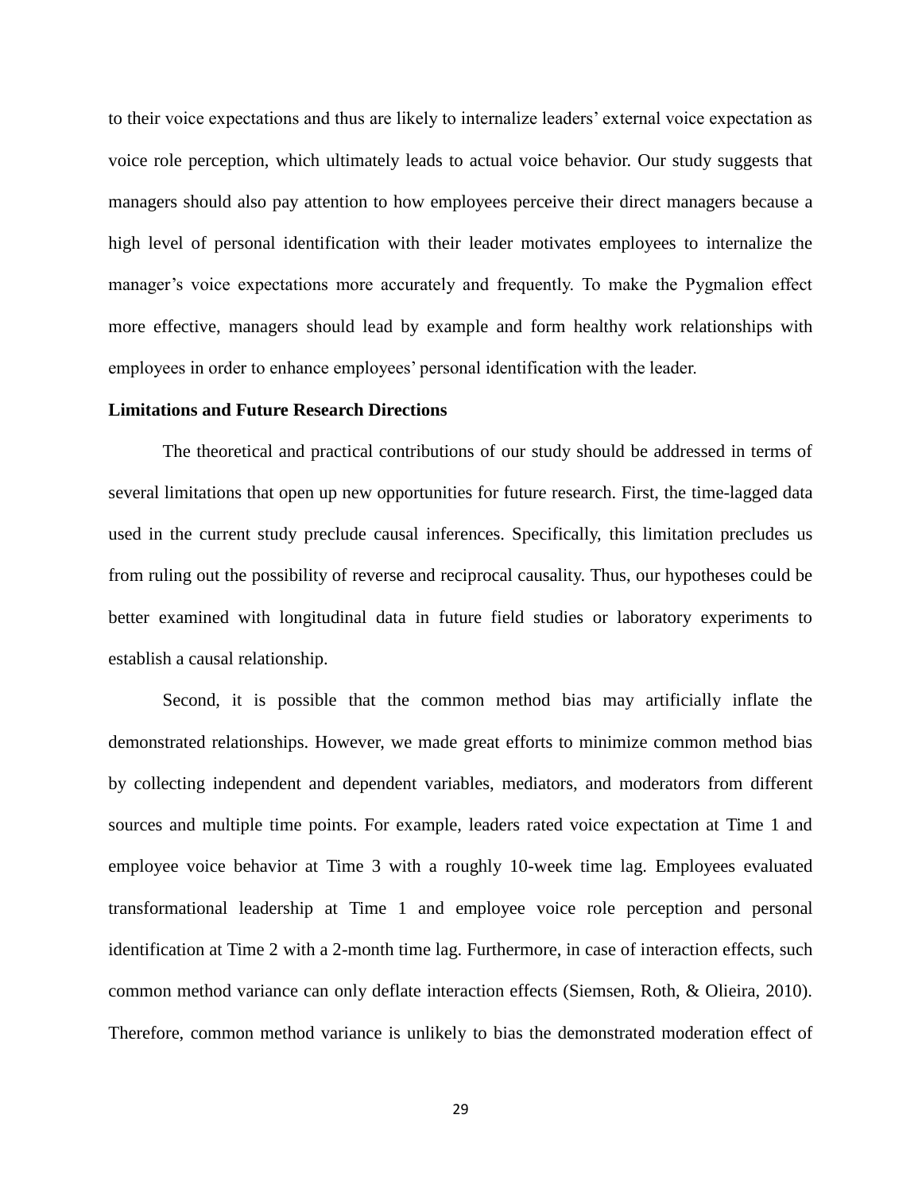to their voice expectations and thus are likely to internalize leaders' external voice expectation as voice role perception, which ultimately leads to actual voice behavior. Our study suggests that managers should also pay attention to how employees perceive their direct managers because a high level of personal identification with their leader motivates employees to internalize the manager's voice expectations more accurately and frequently. To make the Pygmalion effect more effective, managers should lead by example and form healthy work relationships with employees in order to enhance employees' personal identification with the leader.

**Limitations and Future Research Directions**

The theoretical and practical contributions of our study should be addressed in terms of several limitations that open up new opportunities for future research. First, the time-lagged data used in the current study preclude causal inferences. Specifically, this limitation precludes us from ruling out the possibility of reverse and reciprocal causality. Thus, our hypotheses could be better examined with longitudinal data in future field studies or laboratory experiments to establish a causal relationship.

Second, it is possible that the common method bias may artificially inflate the demonstrated relationships. However, we made great efforts to minimize common method bias by collecting independent and dependent variables, mediators, and moderators from different sources and multiple time points. For example, leaders rated voice expectation at Time 1 and employee voice behavior at Time 3 with a roughly 10-week time lag. Employees evaluated transformational leadership at Time 1 and employee voice role perception and personal identification at Time 2 with a 2-month time lag. Furthermore, in case of interaction effects, such common method variance can only deflate interaction effects (Siemsen, Roth, & Olieira, 2010). Therefore, common method variance is unlikely to bias the demonstrated moderation effect of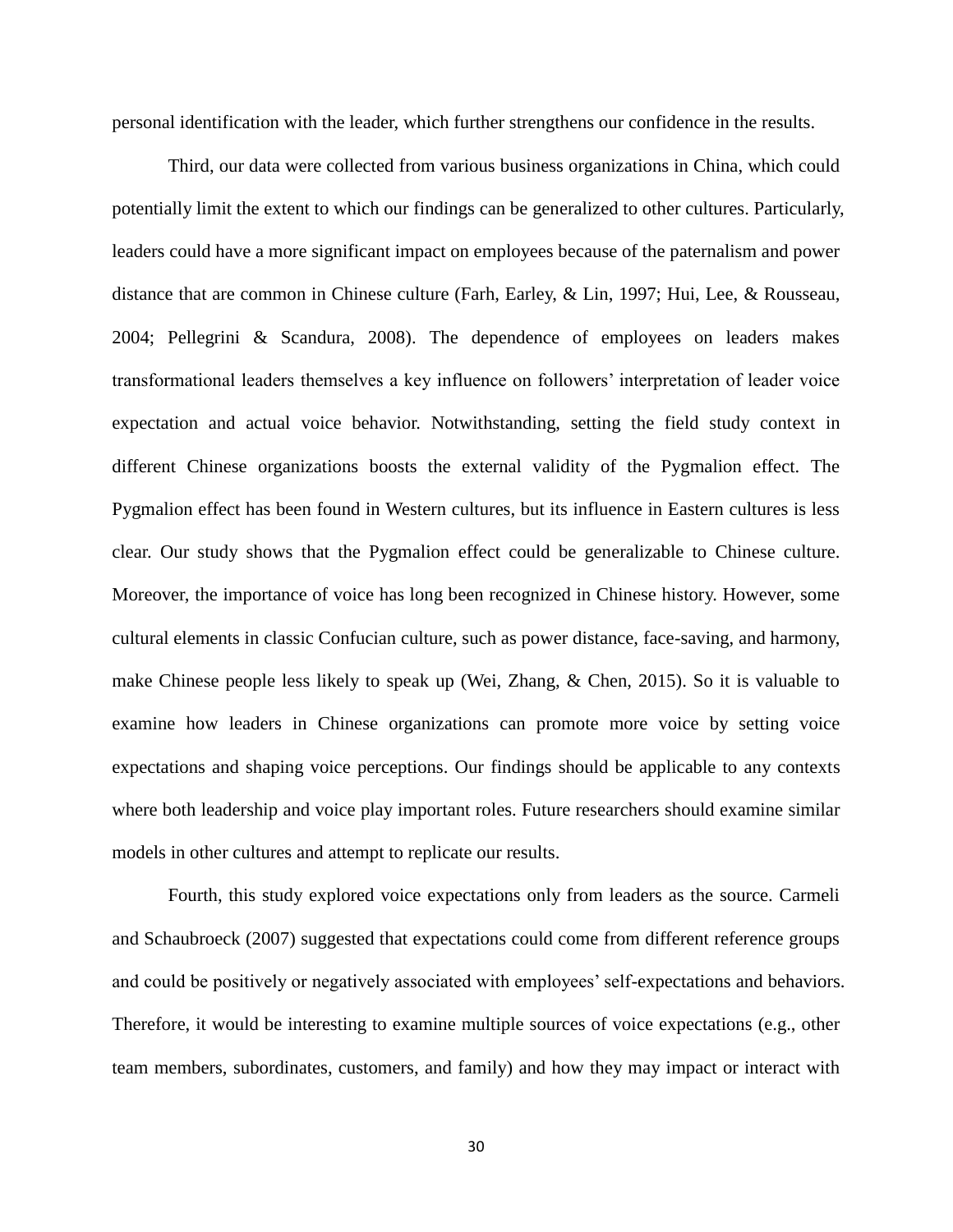personal identification with the leader, which further strengthens our confidence in the results.

Third, our data were collected from various business organizations in China, which could potentially limit the extent to which our findings can be generalized to other cultures. Particularly, leaders could have a more significant impact on employees because of the paternalism and power distance that are common in Chinese culture (Farh, Earley, & Lin, 1997; Hui, Lee, & Rousseau, 2004; Pellegrini & Scandura, 2008). The dependence of employees on leaders makes transformational leaders themselves a key influence on followers' interpretation of leader voice expectation and actual voice behavior. Notwithstanding, setting the field study context in different Chinese organizations boosts the external validity of the Pygmalion effect. The Pygmalion effect has been found in Western cultures, but its influence in Eastern cultures is less clear. Our study shows that the Pygmalion effect could be generalizable to Chinese culture. Moreover, the importance of voice has long been recognized in Chinese history. However, some cultural elements in classic Confucian culture, such as power distance, face-saving, and harmony, make Chinese people less likely to speak up (Wei, Zhang, & Chen, 2015). So it is valuable to examine how leaders in Chinese organizations can promote more voice by setting voice expectations and shaping voice perceptions. Our findings should be applicable to any contexts where both leadership and voice play important roles. Future researchers should examine similar models in other cultures and attempt to replicate our results.

Fourth, this study explored voice expectations only from leaders as the source. Carmeli and Schaubroeck (2007) suggested that expectations could come from different reference groups and could be positively or negatively associated with employees' self-expectations and behaviors. Therefore, it would be interesting to examine multiple sources of voice expectations (e.g., other team members, subordinates, customers, and family) and how they may impact or interact with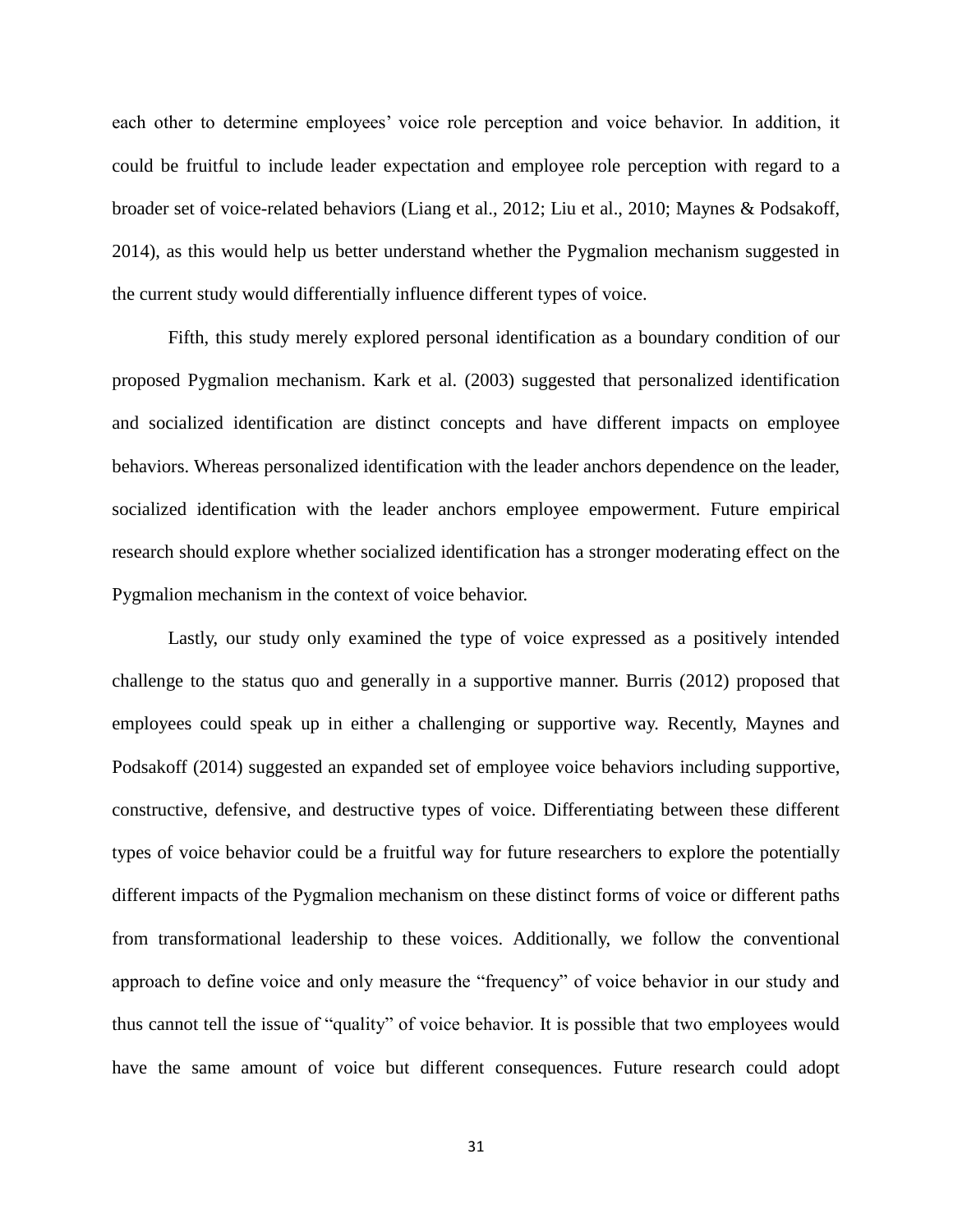each other to determine employees' voice role perception and voice behavior. In addition, it could be fruitful to include leader expectation and employee role perception with regard to a broader set of voice-related behaviors (Liang et al., 2012; Liu et al., 2010; Maynes & Podsakoff, 2014), as this would help us better understand whether the Pygmalion mechanism suggested in the current study would differentially influence different types of voice.

Fifth, this study merely explored personal identification as a boundary condition of our proposed Pygmalion mechanism. Kark et al. (2003) suggested that personalized identification and socialized identification are distinct concepts and have different impacts on employee behaviors. Whereas personalized identification with the leader anchors dependence on the leader, socialized identification with the leader anchors employee empowerment. Future empirical research should explore whether socialized identification has a stronger moderating effect on the Pygmalion mechanism in the context of voice behavior.

Lastly, our study only examined the type of voice expressed as a positively intended challenge to the status quo and generally in a supportive manner. Burris (2012) proposed that employees could speak up in either a challenging or supportive way. Recently, Maynes and Podsakoff (2014) suggested an expanded set of employee voice behaviors including supportive, constructive, defensive, and destructive types of voice. Differentiating between these different types of voice behavior could be a fruitful way for future researchers to explore the potentially different impacts of the Pygmalion mechanism on these distinct forms of voice or different paths from transformational leadership to these voices. Additionally, we follow the conventional approach to define voice and only measure the "frequency" of voice behavior in our study and thus cannot tell the issue of "quality" of voice behavior. It is possible that two employees would have the same amount of voice but different consequences. Future research could adopt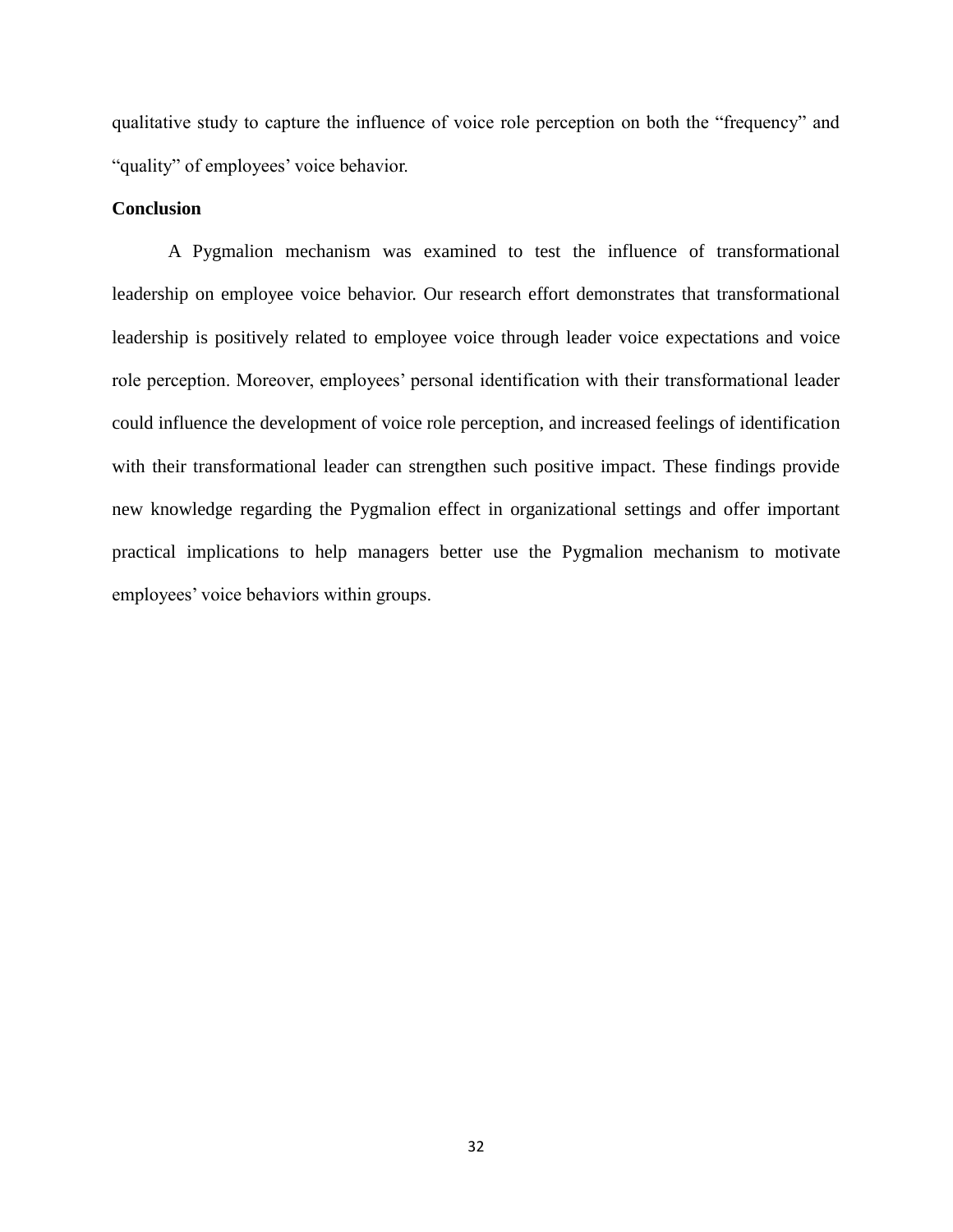qualitative study to capture the influence of voice role perception on both the "frequency" and "quality" of employees' voice behavior.

## Conclusion

A Pygmalion mechanism was examined to test the influence of transformational leadership on employee voice behavior. Our research effort demonstrates that transformational leadership is positively related to employee voice through leader voice expectations and voice role perception. Moreover, employees' personal identification with their transformational leader could influence the development of voice role perception, and increased feelings of identification with their transformational leader can strengthen such positive impact. These findings provide new knowledge regarding the Pygmalion effect in organizational settings and offer important practical implications to help managers better use the Pygmalion mechanism to motivate employees' voice behaviors within groups.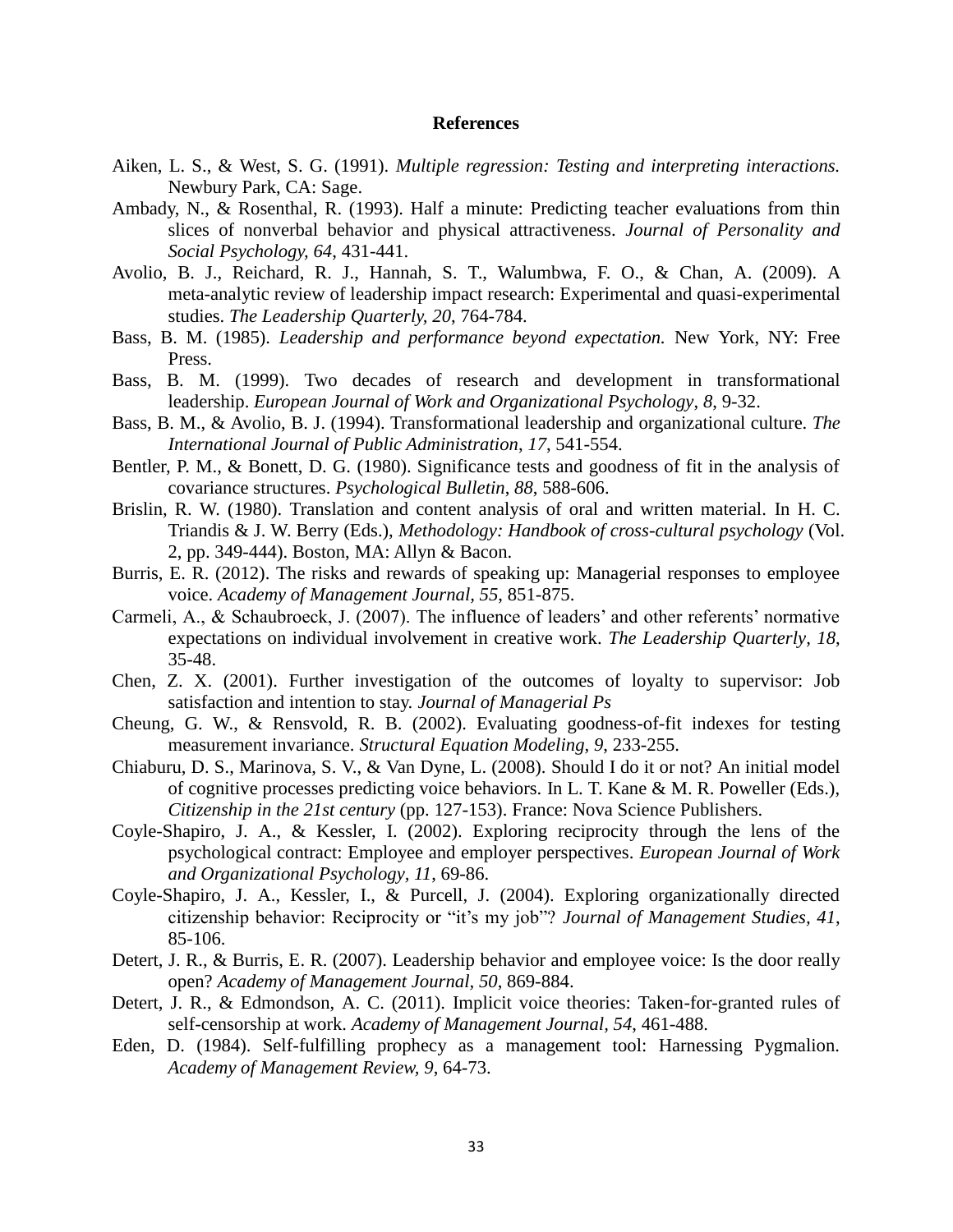# References

Aiken, L. S., & West, S. G. (1991). *Multiple regression: Testing and interpreting interactions.* Newbury Park, CA: Sage.

Ambady, N., & Rosenthal, R. (1993). Half a minute: Predicting teacher evaluations from thin slices of nonverbal behavior and physical attractiveness. *Journal of Personality and Social Psychology, 64*, 431-441.

Avolio, B. J., Reichard, R. J., Hannah, S. T., Walumbwa, F. O., & Chan, A. (2009). A meta-analytic review of leadership impact research: Experimental and quasi-experimental studies. *The Leadership Quarterly, 20*, 764-784.

Bass, B. M. (1985). *Leadership and performance beyond expectation.* New York, NY: Free Press.

Bass, B. M. (1999). Two decades of research and development in transformational leadership. *European Journal of Work and Organizational Psychology, 8*, 9-32.

Bass, B. M., & Avolio, B. J. (1994). Transformational leadership and organizational culture. *The International Journal of Public Administration, 17*, 541-554.

Bentler, P. M., & Bonett, D. G. (1980). Significance tests and goodness of fit in the analysis of covariance structures. *Psychological Bulletin, 88*, 588-606.

Brislin, R. W. (1980). Translation and content analysis of oral and written material. In H. C. Triandis & J. W. Berry (Eds.), *Methodology: Handbook of cross-cultural psychology* (Vol. 2, pp. 349-444). Boston, MA: Allyn & Bacon.

Burris, E. R. (2012). The risks and rewards of speaking up: Managerial responses to employee voice. *Academy of Management Journal, 55*, 851-875.

Carmeli, A., & Schaubroeck, J. (2007). The influence of leaders' and other referents' normative expectations on individual involvement in creative work. *The Leadership Quarterly, 18*, 35-48.

Chen, Z. X. (2001). Further investigation of the outcomes of loyalty to supervisor: Job satisfaction and intention to stay. *Journal of Managerial Ps*

Cheung, G. W., & Rensvold, R. B. (2002). Evaluating goodness-of-fit indexes for testing measurement invariance. *Structural Equation Modeling, 9*, 233-255.

Chiaburu, D. S., Marinova, S. V., & Van Dyne, L. (2008). Should I do it or not? An initial model of cognitive processes predicting voice behaviors. In L. T. Kane & M. R. Poweller (Eds.), *Citizenship in the 21st century* (pp. 127-153). France: Nova Science Publishers.

Coyle-Shapiro, J. A., & Kessler, I. (2002). Exploring reciprocity through the lens of the psychological contract: Employee and employer perspectives. *European Journal of Work and Organizational Psychology, 11*, 69-86.

Coyle-Shapiro, J. A., Kessler, I., & Purcell, J. (2004). Exploring organizationally directed citizenship behavior: Reciprocity or "it's my job"? *Journal of Management Studies, 41*, 85-106.

Detert, J. R., & Burris, E. R. (2007). Leadership behavior and employee voice: Is the door really open? *Academy of Management Journal, 50*, 869-884.

Detert, J. R., & Edmondson, A. C. (2011). Implicit voice theories: Taken-for-granted rules of self-censorship at work. *Academy of Management Journal, 54*, 461-488.

Eden, D. (1984). Self-fulfilling prophecy as a management tool: Harnessing Pygmalion. *Academy of Management Review, 9*, 64-73.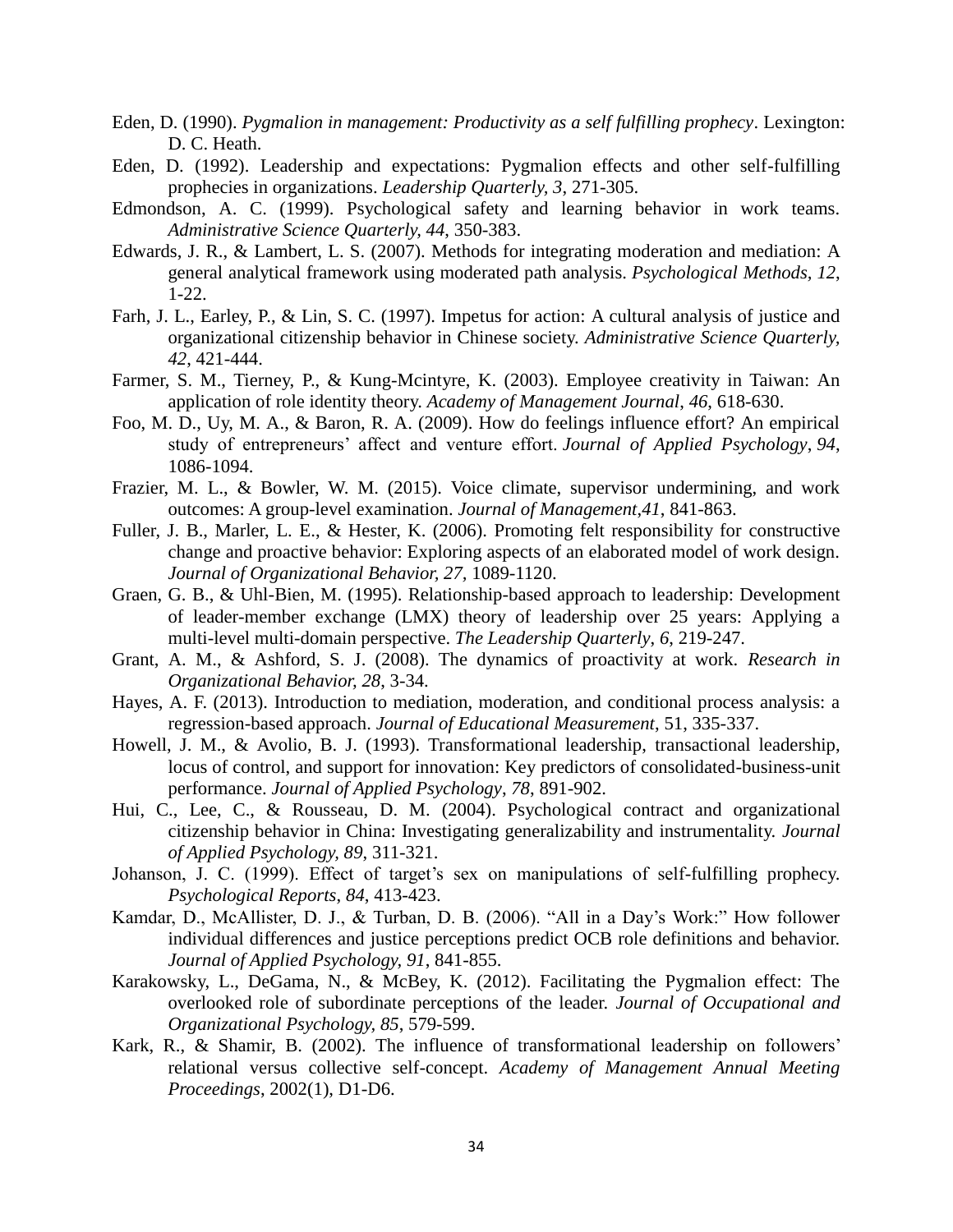Eden, D. (1990). *Pygmalion in management: Productivity as a self fulfilling prophecy*. Lexington: D. C. Heath.

Eden, D. (1992). Leadership and expectations: Pygmalion effects and other self-fulfilling prophecies in organizations. *Leadership Quarterly, 3*, 271-305.

Edmondson, A. C. (1999). Psychological safety and learning behavior in work teams. *Administrative Science Quarterly, 44*, 350-383.

Edwards, J. R., & Lambert, L. S. (2007). Methods for integrating moderation and mediation: A general analytical framework using moderated path analysis. *Psychological Methods, 12*, 1-22.

Farh, J. L., Earley, P., & Lin, S. C. (1997). Impetus for action: A cultural analysis of justice and organizational citizenship behavior in Chinese society. *Administrative Science Quarterly, 42*, 421-444.

Farmer, S. M., Tierney, P., & Kung-Mcintyre, K. (2003). Employee creativity in Taiwan: An application of role identity theory. *Academy of Management Journal*, *46*, 618-630.

Foo, M. D., Uy, M. A., & Baron, R. A. (2009). How do feelings influence effort? An empirical study of entrepreneurs' affect and venture effort. *Journal of Applied Psychology*, *94*, 1086-1094.

Frazier, M. L., & Bowler, W. M. (2015). Voice climate, supervisor undermining, and work outcomes: A group-level examination. *Journal of Management,41*, 841-863.

Fuller, J. B., Marler, L. E., & Hester, K. (2006). Promoting felt responsibility for constructive change and proactive behavior: Exploring aspects of an elaborated model of work design. *Journal of Organizational Behavior, 27*, 1089-1120.

Graen, G. B., & Uhl-Bien, M. (1995). Relationship-based approach to leadership: Development of leader-member exchange (LMX) theory of leadership over 25 years: Applying a multi-level multi-domain perspective. *The Leadership Quarterly*, *6*, 219-247.

Grant, A. M., & Ashford, S. J. (2008). The dynamics of proactivity at work. *Research in Organizational Behavior, 28*, 3-34.

Hayes, A. F. (2013). Introduction to mediation, moderation, and conditional process analysis: a regression-based approach. *Journal of Educational Measurement*, 51, 335-337.

Howell, J. M., & Avolio, B. J. (1993). Transformational leadership, transactional leadership, locus of control, and support for innovation: Key predictors of consolidated-business-unit performance. *Journal of Applied Psychology*, *78*, 891-902.

Hui, C., Lee, C., & Rousseau, D. M. (2004). Psychological contract and organizational citizenship behavior in China: Investigating generalizability and instrumentality. *Journal of Applied Psychology, 89*, 311-321.

Johanson, J. C. (1999). Effect of target's sex on manipulations of self-fulfilling prophecy. *Psychological Reports*, *84*, 413-423.

Kamdar, D., McAllister, D. J., & Turban, D. B. (2006). "All in a Day's Work:" How follower individual differences and justice perceptions predict OCB role definitions and behavior. *Journal of Applied Psychology, 91*, 841-855.

Karakowsky, L., DeGama, N., & McBey, K. (2012). Facilitating the Pygmalion effect: The overlooked role of subordinate perceptions of the leader. *Journal of Occupational and Organizational Psychology, 85*, 579-599.

Kark, R., & Shamir, B. (2002). The influence of transformational leadership on followers' relational versus collective self-concept. *Academy of Management Annual Meeting Proceedings*, 2002(1), D1-D6.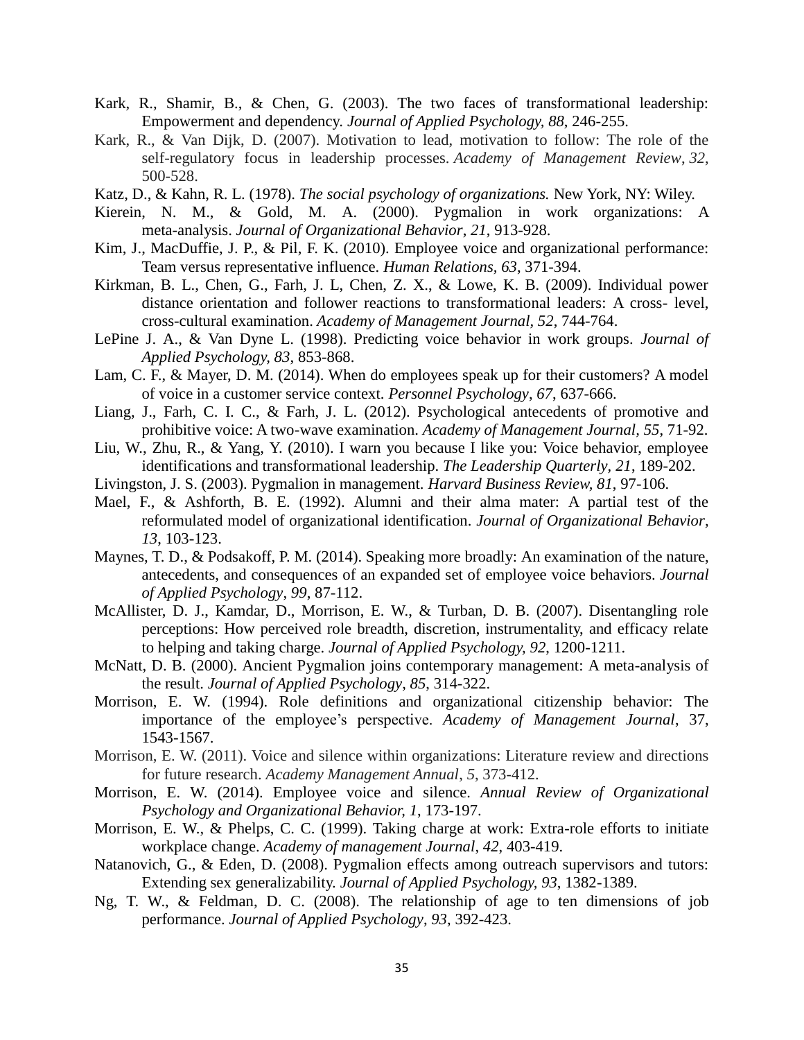Kark, R., Shamir, B., & Chen, G. (2003). The two faces of transformational leadership: Empowerment and dependency. *Journal of Applied Psychology, 88*, 246-255.

Kark, R., & Van Dijk, D. (2007). Motivation to lead, motivation to follow: The role of the self-regulatory focus in leadership processes. *Academy of Management Review*, *32*, 500-528.

Katz, D., & Kahn, R. L. (1978). *The social psychology of organizations.* New York, NY: Wiley.

Kierein, N. M., & Gold, M. A. (2000). Pygmalion in work organizations: A meta-analysis. *Journal of Organizational Behavior*, *21*, 913-928.

Kim, J., MacDuffie, J. P., & Pil, F. K. (2010). Employee voice and organizational performance: Team versus representative influence. *Human Relations*, *63*, 371-394.

Kirkman, B. L., Chen, G., Farh, J. L, Chen, Z. X., & Lowe, K. B. (2009). Individual power distance orientation and follower reactions to transformational leaders: A cross- level, cross-cultural examination. *Academy of Management Journal*, *52*, 744-764.

LePine J. A., & Van Dyne L. (1998). Predicting voice behavior in work groups. *Journal of Applied Psychology, 83*, 853-868.

Lam, C. F., & Mayer, D. M. (2014). When do employees speak up for their customers? A model of voice in a customer service context. *Personnel Psychology*, *67*, 637-666.

Liang, J., Farh, C. I. C., & Farh, J. L. (2012). Psychological antecedents of promotive and prohibitive voice: A two-wave examination. *Academy of Management Journal, 55*, 71-92.

Liu, W., Zhu, R., & Yang, Y. (2010). I warn you because I like you: Voice behavior, employee identifications and transformational leadership. *The Leadership Quarterly, 21*, 189-202.

Livingston, J. S. (2003). Pygmalion in management. *Harvard Business Review, 81*, 97-106.

Mael, F., & Ashforth, B. E. (1992). Alumni and their alma mater: A partial test of the reformulated model of organizational identification. *Journal of Organizational Behavior, 13*, 103-123.

Maynes, T. D., & Podsakoff, P. M. (2014). Speaking more broadly: An examination of the nature, antecedents, and consequences of an expanded set of employee voice behaviors. *Journal of Applied Psychology*, *99*, 87-112.

McAllister, D. J., Kamdar, D., Morrison, E. W., & Turban, D. B. (2007). Disentangling role perceptions: How perceived role breadth, discretion, instrumentality, and efficacy relate to helping and taking charge. *Journal of Applied Psychology, 92*, 1200-1211.

McNatt, D. B. (2000). Ancient Pygmalion joins contemporary management: A meta-analysis of the result. *Journal of Applied Psychology*, *85*, 314-322.

Morrison, E. W. (1994). Role definitions and organizational citizenship behavior: The importance of the employee's perspective. *Academy of Management Journal*, 37, 1543-1567.

Morrison, E. W. (2011). Voice and silence within organizations: Literature review and directions for future research. *Academy Management Annual*, *5*, 373-412.

Morrison, E. W. (2014). Employee voice and silence. *Annual Review of Organizational Psychology and Organizational Behavior, 1*, 173-197.

Morrison, E. W., & Phelps, C. C. (1999). Taking charge at work: Extra-role efforts to initiate workplace change. *Academy of management Journal*, *42*, 403-419.

Natanovich, G., & Eden, D. (2008). Pygmalion effects among outreach supervisors and tutors: Extending sex generalizability. *Journal of Applied Psychology, 93*, 1382-1389.

Ng, T. W., & Feldman, D. C. (2008). The relationship of age to ten dimensions of job performance. *Journal of Applied Psychology*, *93*, 392-423.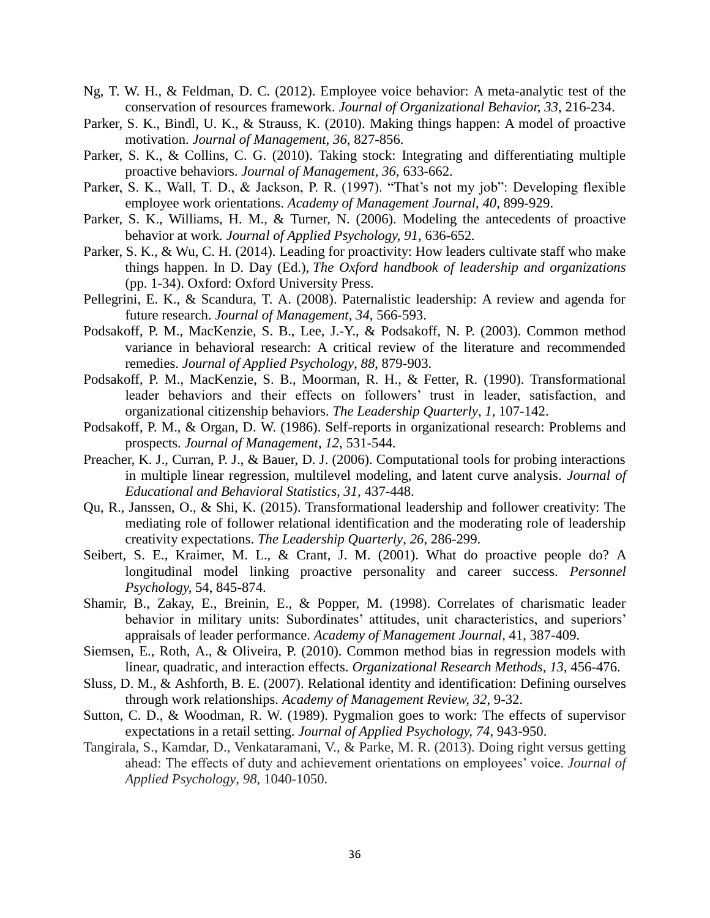Ng, T. W. H., & Feldman, D. C. (2012). Employee voice behavior: A meta-analytic test of the conservation of resources framework. *Journal of Organizational Behavior, 33*, 216-234.

Parker, S. K., Bindl, U. K., & Strauss, K. (2010). Making things happen: A model of proactive motivation. *Journal of Management*, *36*, 827-856.

Parker, S. K., & Collins, C. G. (2010). Taking stock: Integrating and differentiating multiple proactive behaviors. *Journal of Management*, *36*, 633-662.

Parker, S. K., Wall, T. D., & Jackson, P. R. (1997). "That's not my job": Developing flexible employee work orientations. *Academy of Management Journal*, *40*, 899-929.

Parker, S. K., Williams, H. M., & Turner, N. (2006). Modeling the antecedents of proactive behavior at work. *Journal of Applied Psychology, 91*, 636-652.

Parker, S. K., & Wu, C. H. (2014). Leading for proactivity: How leaders cultivate staff who make things happen. In D. Day (Ed.), *The Oxford handbook of leadership and organizations* (pp. 1-34). Oxford: Oxford University Press.

Pellegrini, E. K., & Scandura, T. A. (2008). Paternalistic leadership: A review and agenda for future research. *Journal of Management*, *34*, 566-593.

Podsakoff, P. M., MacKenzie, S. B., Lee, J.-Y., & Podsakoff, N. P. (2003). Common method variance in behavioral research: A critical review of the literature and recommended remedies. *Journal of Applied Psychology*, *88*, 879-903.

Podsakoff, P. M., MacKenzie, S. B., Moorman, R. H., & Fetter, R. (1990). Transformational leader behaviors and their effects on followers' trust in leader, satisfaction, and organizational citizenship behaviors. *The Leadership Quarterly*, *1*, 107-142.

Podsakoff, P. M., & Organ, D. W. (1986). Self-reports in organizational research: Problems and prospects. *Journal of Management*, *12*, 531-544.

Preacher, K. J., Curran, P. J., & Bauer, D. J. (2006). Computational tools for probing interactions in multiple linear regression, multilevel modeling, and latent curve analysis. *Journal of Educational and Behavioral Statistics, 31*, 437-448.

Qu, R., Janssen, O., & Shi, K. (2015). Transformational leadership and follower creativity: The mediating role of follower relational identification and the moderating role of leadership creativity expectations. *The Leadership Quarterly, 26*, 286-299.

Seibert, S. E., Kraimer, M. L., & Crant, J. M. (2001). What do proactive people do? A longitudinal model linking proactive personality and career success. *Personnel Psychology,* 54, 845-874.

Shamir, B., Zakay, E., Breinin, E., & Popper, M. (1998). Correlates of charismatic leader behavior in military units: Subordinates' attitudes, unit characteristics, and superiors' appraisals of leader performance. *Academy of Management Journal*, 41, 387-409.

Siemsen, E., Roth, A., & Oliveira, P. (2010). Common method bias in regression models with linear, quadratic, and interaction effects. *Organizational Research Methods, 13*, 456-476.

Sluss, D. M., & Ashforth, B. E. (2007). Relational identity and identification: Defining ourselves through work relationships. *Academy of Management Review, 32*, 9-32.

Sutton, C. D., & Woodman, R. W. (1989). Pygmalion goes to work: The effects of supervisor expectations in a retail setting. *Journal of Applied Psychology, 74*, 943-950.

Tangirala, S., Kamdar, D., Venkataramani, V., & Parke, M. R. (2013). Doing right versus getting ahead: The effects of duty and achievement orientations on employees' voice. *Journal of Applied Psychology*, *98*, 1040-1050.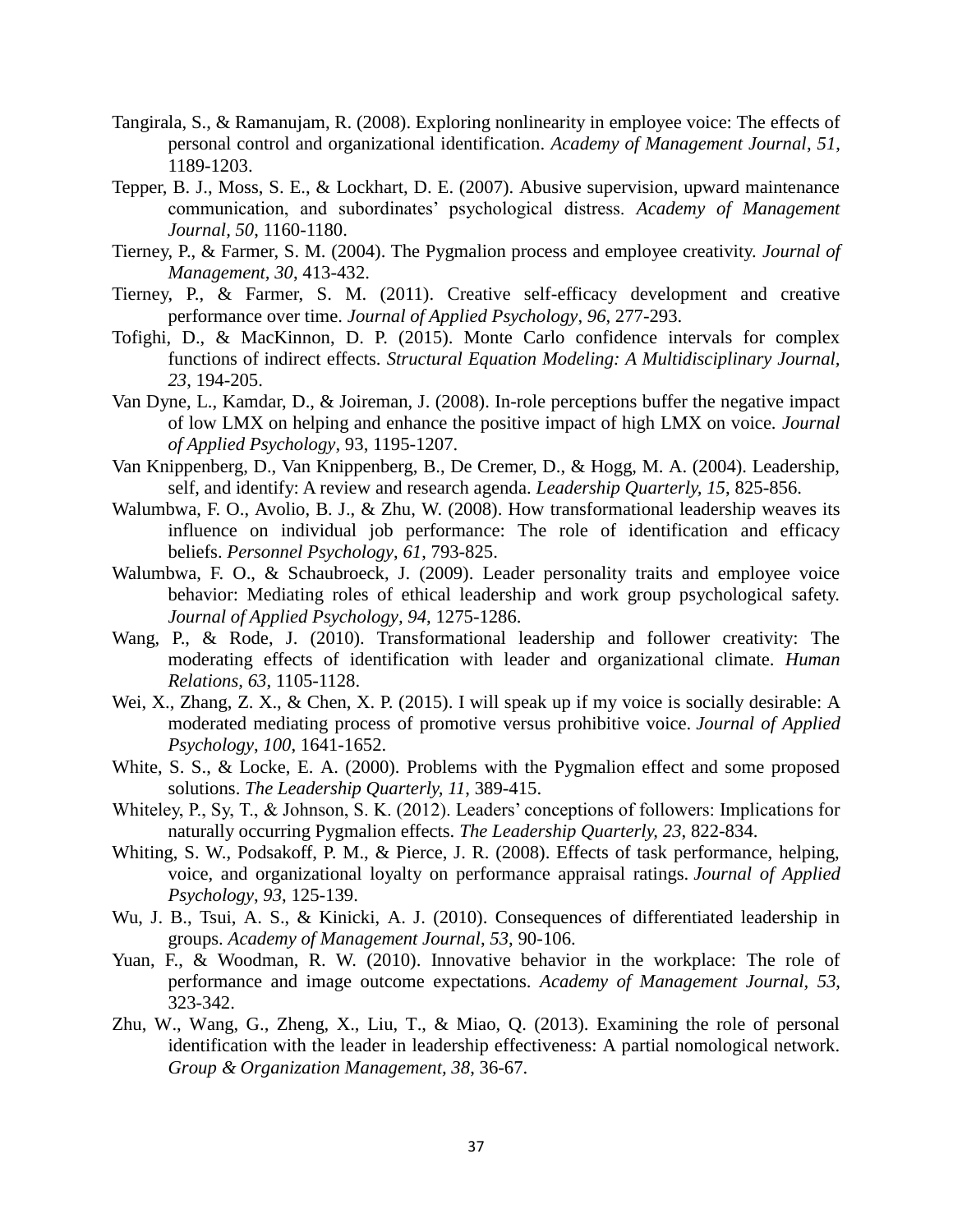Tangirala, S., & Ramanujam, R. (2008). Exploring nonlinearity in employee voice: The effects of personal control and organizational identification. *Academy of Management Journal*, *51*, 1189-1203.

Tepper, B. J., Moss, S. E., & Lockhart, D. E. (2007). Abusive supervision, upward maintenance communication, and subordinates' psychological distress. *Academy of Management Journal, 50*, 1160-1180.

Tierney, P., & Farmer, S. M. (2004). The Pygmalion process and employee creativity. *Journal of Management, 30*, 413-432.

Tierney, P., & Farmer, S. M. (2011). Creative self-efficacy development and creative performance over time. *Journal of Applied Psychology*, *96*, 277-293.

Tofighi, D., & MacKinnon, D. P. (2015). Monte Carlo confidence intervals for complex functions of indirect effects. *Structural Equation Modeling: A Multidisciplinary Journal, 23*, 194-205.

Van Dyne, L., Kamdar, D., & Joireman, J. (2008). In-role perceptions buffer the negative impact of low LMX on helping and enhance the positive impact of high LMX on voice. *Journal of Applied Psychology*, 93, 1195-1207.

Van Knippenberg, D., Van Knippenberg, B., De Cremer, D., & Hogg, M. A. (2004). Leadership, self, and identify: A review and research agenda. *Leadership Quarterly, 15*, 825-856.

Walumbwa, F. O., Avolio, B. J., & Zhu, W. (2008). How transformational leadership weaves its influence on individual job performance: The role of identification and efficacy beliefs. *Personnel Psychology*, *61*, 793-825.

Walumbwa, F. O., & Schaubroeck, J. (2009). Leader personality traits and employee voice behavior: Mediating roles of ethical leadership and work group psychological safety. *Journal of Applied Psychology, 94*, 1275-1286.

Wang, P., & Rode, J. (2010). Transformational leadership and follower creativity: The moderating effects of identification with leader and organizational climate. *Human Relations, 63*, 1105-1128.

Wei, X., Zhang, Z. X., & Chen, X. P. (2015). I will speak up if my voice is socially desirable: A moderated mediating process of promotive versus prohibitive voice. *Journal of Applied Psychology*, *100*, 1641-1652.

White, S. S., & Locke, E. A. (2000). Problems with the Pygmalion effect and some proposed solutions. *The Leadership Quarterly, 11*, 389-415.

Whiteley, P., Sy, T., & Johnson, S. K. (2012). Leaders' conceptions of followers: Implications for naturally occurring Pygmalion effects. *The Leadership Quarterly, 23*, 822-834.

Whiting, S. W., Podsakoff, P. M., & Pierce, J. R. (2008). Effects of task performance, helping, voice, and organizational loyalty on performance appraisal ratings. *Journal of Applied Psychology*, *93*, 125-139.

Wu, J. B., Tsui, A. S., & Kinicki, A. J. (2010). Consequences of differentiated leadership in groups. *Academy of Management Journal*, *53*, 90-106.

Yuan, F., & Woodman, R. W. (2010). Innovative behavior in the workplace: The role of performance and image outcome expectations. *Academy of Management Journal*, *53*, 323-342.

Zhu, W., Wang, G., Zheng, X., Liu, T., & Miao, Q. (2013). Examining the role of personal identification with the leader in leadership effectiveness: A partial nomological network. *Group & Organization Management*, *38*, 36-67.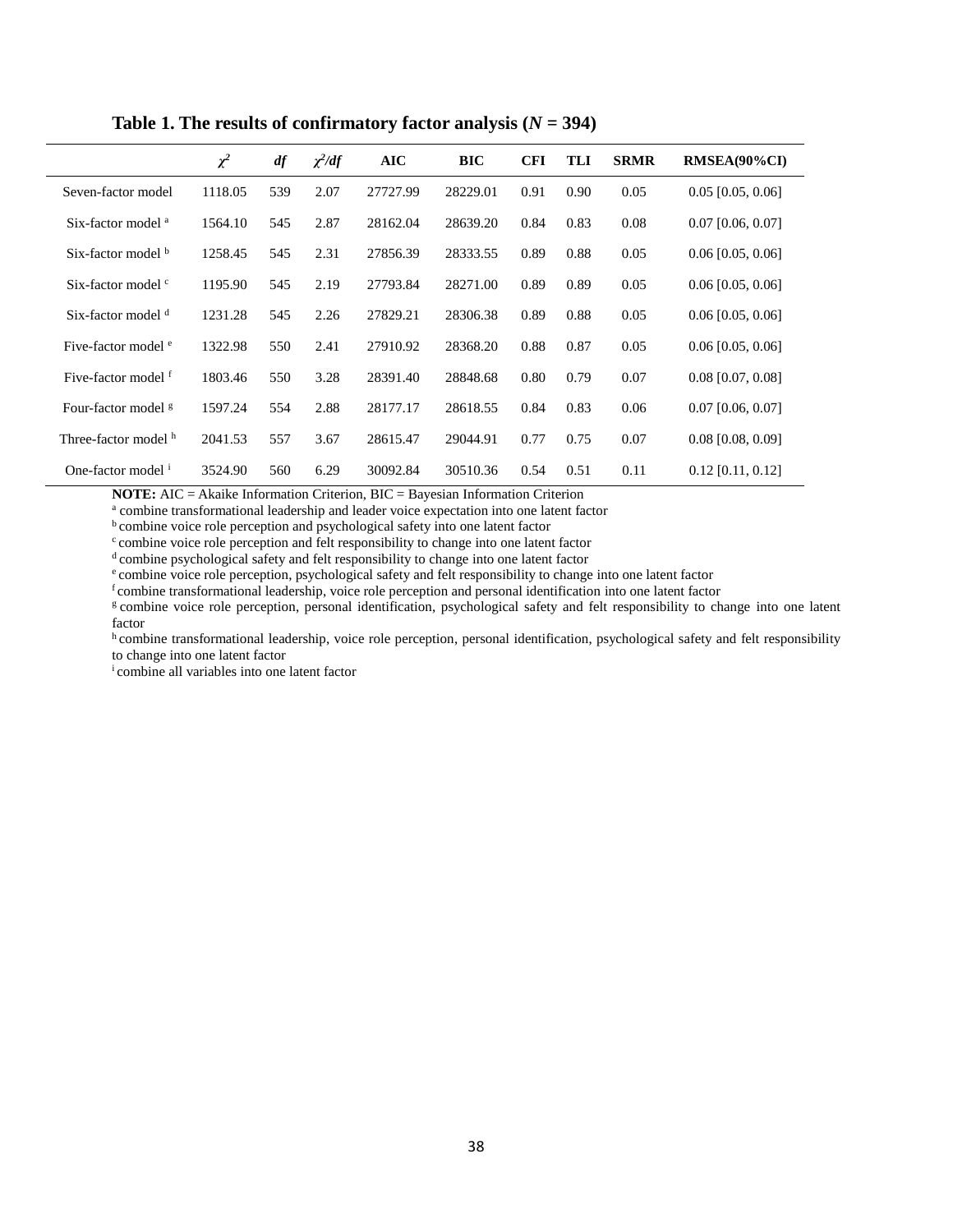**Table 1. The results of confirmatory factor analysis (*N* = 394)**

| | $\chi^2$ | *df* | $\chi^2/df$ | AIC | BIC | CFI | TLI | SRMR | RMSEA(90%CI) |
|---|---|---|---|---|---|---|---|---|---|
| Seven-factor model | 1118.05 | 539 | 2.07 | 27727.99 | 28229.01 | 0.91 | 0.90 | 0.05 | 0.05 [0.05, 0.06] |
| Six-factor model [a] | 1564.10 | 545 | 2.87 | 28162.04 | 28639.20 | 0.84 | 0.83 | 0.08 | 0.07 [0.06, 0.07] |
| Six-factor model [b] | 1258.45 | 545 | 2.31 | 27856.39 | 28333.55 | 0.89 | 0.88 | 0.05 | 0.06 [0.05, 0.06] |
| Six-factor model [c] | 1195.90 | 545 | 2.19 | 27793.84 | 28271.00 | 0.89 | 0.89 | 0.05 | 0.06 [0.05, 0.06] |
| Six-factor model [d] | 1231.28 | 545 | 2.26 | 27829.21 | 28306.38 | 0.89 | 0.88 | 0.05 | 0.06 [0.05, 0.06] |
| Five-factor model [e] | 1322.98 | 550 | 2.41 | 27910.92 | 28368.20 | 0.88 | 0.87 | 0.05 | 0.06 [0.05, 0.06] |
| Five-factor model [f] | 1803.46 | 550 | 3.28 | 28391.40 | 28848.68 | 0.80 | 0.79 | 0.07 | 0.08 [0.07, 0.08] |
| Four-factor model [g] | 1597.24 | 554 | 2.88 | 28177.17 | 28618.55 | 0.84 | 0.83 | 0.06 | 0.07 [0.06, 0.07] |
| Three-factor model [h] | 2041.53 | 557 | 3.67 | 28615.47 | 29044.91 | 0.77 | 0.75 | 0.07 | 0.08 [0.08, 0.09] |
| One-factor model [i] | 3524.90 | 560 | 6.29 | 30092.84 | 30510.36 | 0.54 | 0.51 | 0.11 | 0.12 [0.11, 0.12] |

**NOTE:** AIC = Akaike Information Criterion, BIC = Bayesian Information Criterion

[a] combine transformational leadership and leader voice expectation into one latent factor

[b] combine voice role perception and psychological safety into one latent factor

[c] combine voice role perception and felt responsibility to change into one latent factor

[d] combine psychological safety and felt responsibility to change into one latent factor

[e] combine voice role perception, psychological safety and felt responsibility to change into one latent factor

[f] combine transformational leadership, voice role perception and personal identification into one latent factor

[g] combine voice role perception, personal identification, psychological safety and felt responsibility to change into one latent factor

[h] combine transformational leadership, voice role perception, personal identification, psychological safety and felt responsibility to change into one latent factor

[i] combine all variables into one latent factor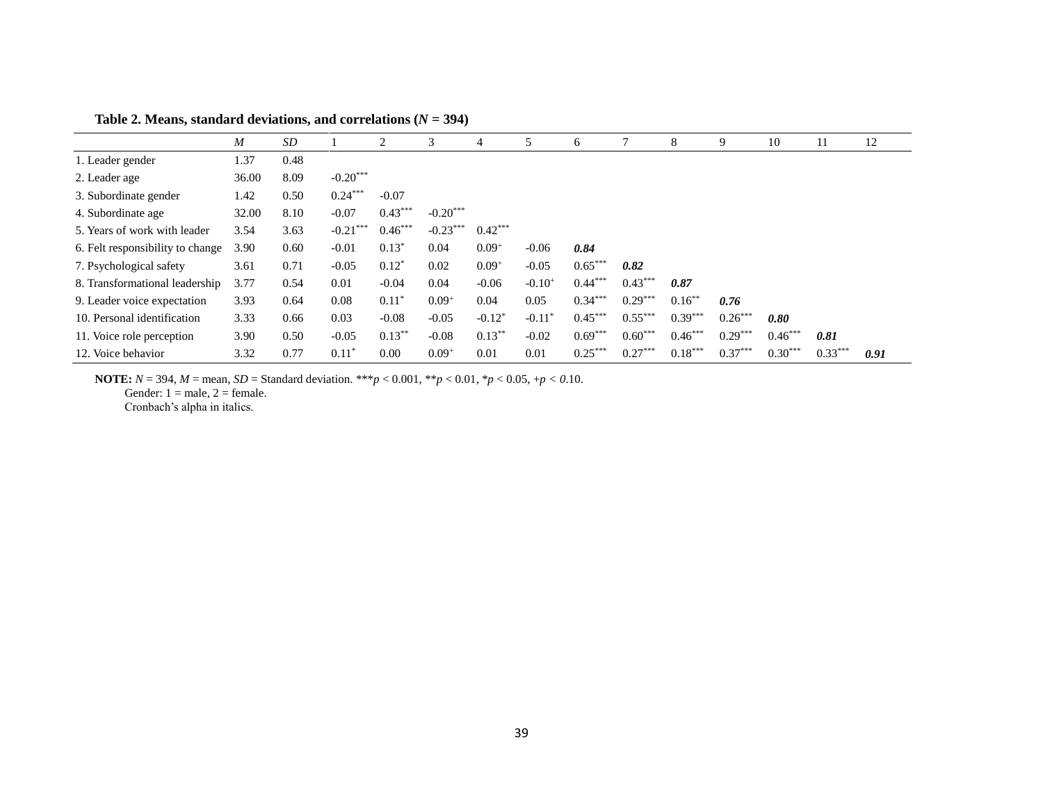**Table 2. Means, standard deviations, and correlations (*N* = 394)**

| | *M* | *SD* | 1 | 2 | 3 | 4 | 5 | 6 | 7 | 8 | 9 | 10 | 11 | 12 |
|---|---|---|---|---|---|---|---|---|---|---|---|---|---|---|
| 1. Leader gender | 1.37 | 0.48 | | | | | | | | | | | | |
| 2. Leader age | 36.00 | 8.09 | -0.20*** | | | | | | | | | | | |
| 3. Subordinate gender | 1.42 | 0.50 | 0.24*** | -0.07 | | | | | | | | | | |
| 4. Subordinate age | 32.00 | 8.10 | -0.07 | 0.43*** | -0.20*** | | | | | | | | | |
| 5. Years of work with leader | 3.54 | 3.63 | -0.21*** | 0.46*** | -0.23*** | 0.42*** | | | | | | | | |
| 6. Felt responsibility to change | 3.90 | 0.60 | -0.01 | 0.13* | 0.04 | 0.09+ | -0.06 | ***0.84*** | | | | | | |
| 7. Psychological safety | 3.61 | 0.71 | -0.05 | 0.12* | 0.02 | 0.09+ | -0.05 | 0.65*** | ***0.82*** | | | | | |
| 8. Transformational leadership | 3.77 | 0.54 | 0.01 | -0.04 | 0.04 | -0.06 | -0.10+ | 0.44*** | 0.43*** | ***0.87*** | | | | |
| 9. Leader voice expectation | 3.93 | 0.64 | 0.08 | 0.11* | 0.09+ | 0.04 | 0.05 | 0.34*** | 0.29*** | 0.16** | ***0.76*** | | | |
| 10. Personal identification | 3.33 | 0.66 | 0.03 | -0.08 | -0.05 | -0.12* | -0.11* | 0.45*** | 0.55*** | 0.39*** | 0.26*** | ***0.80*** | | |
| 11. Voice role perception | 3.90 | 0.50 | -0.05 | 0.13** | -0.08 | 0.13** | -0.02 | 0.69*** | 0.60*** | 0.46*** | 0.29*** | 0.46*** | ***0.81*** | |
| 12. Voice behavior | 3.32 | 0.77 | 0.11* | 0.00 | 0.09+ | 0.01 | 0.01 | 0.25*** | 0.27*** | 0.18*** | 0.37*** | 0.30*** | 0.33*** | ***0.91*** |

**NOTE:** *N* = 394, *M* = mean, *SD* = Standard deviation. ****p* < 0.001, ***p* < 0.01, **p* < 0.05, +*p* < *0*.10.
Gender: 1 = male, 2 = female.
Cronbach's alpha in italics.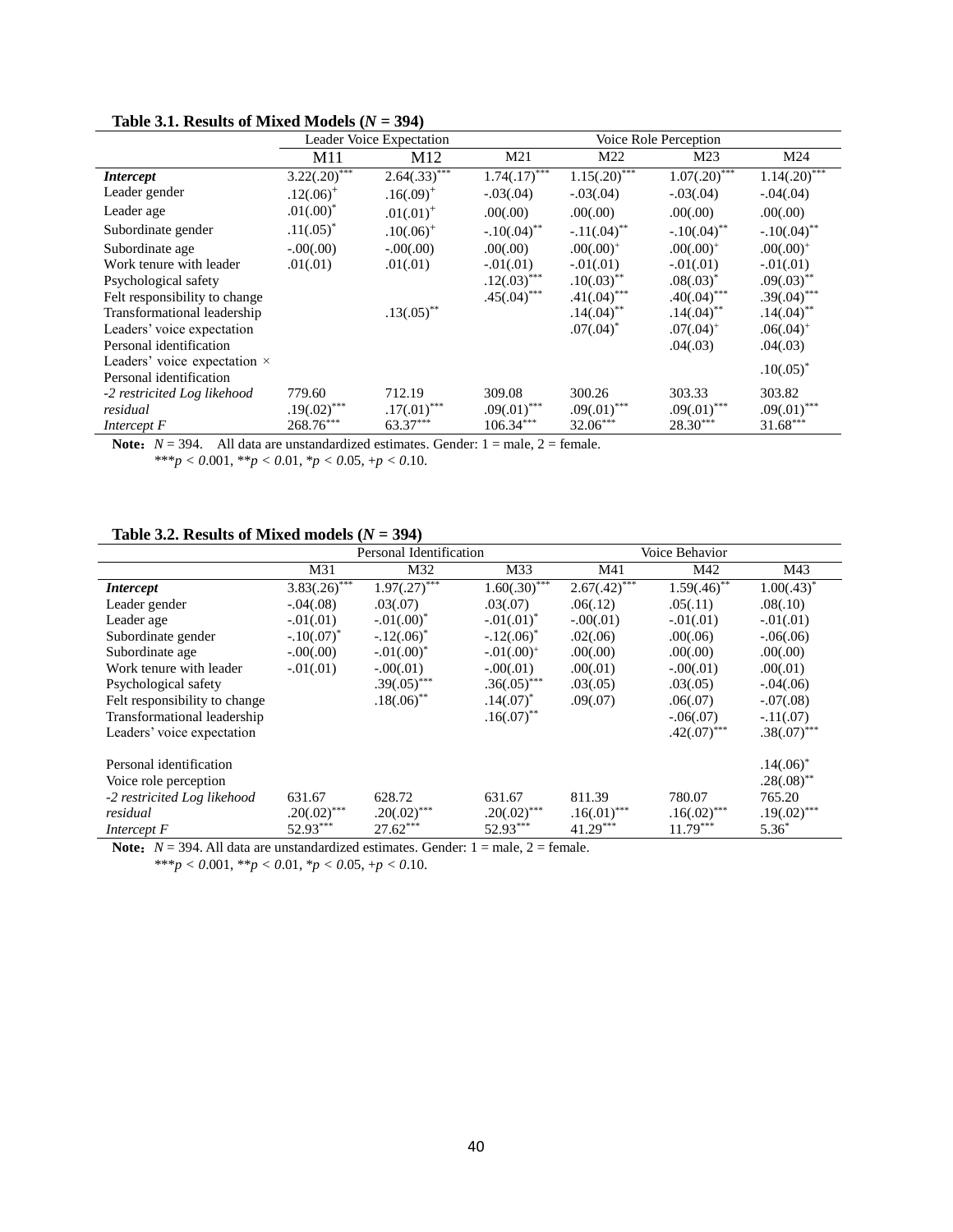**Table 3.1. Results of Mixed Models ($N$ = 394)**

| | Leader Voice Expectation | | Voice Role Perception | | | |
|---|---|---|---|---|---|---|
| | M11 | M12 | M21 | M22 | M23 | M24 |
| ***Intercept*** | $3.22(.20)^{***}$ | $2.64(.33)^{***}$ | $1.74(.17)^{***}$ | $1.15(.20)^{***}$ | $1.07(.20)^{***}$ | $1.14(.20)^{***}$ |
| Leader gender | $.12(.06)^{+}$ | $.16(.09)^{+}$ | -.03(.04) | -.03(.04) | -.03(.04) | -.04(.04) |
| Leader age | $.01(.00)^{*}$ | $.01(.01)^{+}$ | .00(.00) | .00(.00) | .00(.00) | .00(.00) |
| Subordinate gender | $.11(.05)^{*}$ | $.10(.06)^{+}$ | $-.10(.04)^{**}$ | $-.11(.04)^{**}$ | $-.10(.04)^{**}$ | $-.10(.04)^{**}$ |
| Subordinate age | -.00(.00) | -.00(.00) | .00(.00) | $.00(.00)^{+}$ | $.00(.00)^{+}$ | $.00(.00)^{+}$ |
| Work tenure with leader | .01(.01) | .01(.01) | -.01(.01) | -.01(.01) | -.01(.01) | -.01(.01) |
| Psychological safety | | | $.12(.03)^{***}$ | $.10(.03)^{**}$ | $.08(.03)^{*}$ | $.09(.03)^{**}$ |
| Felt responsibility to change | | | $.45(.04)^{***}$ | $.41(.04)^{***}$ | $.40(.04)^{***}$ | $.39(.04)^{***}$ |
| Transformational leadership | | $.13(.05)^{**}$ | | $.14(.04)^{**}$ | $.14(.04)^{**}$ | $.14(.04)^{**}$ |
| Leaders' voice expectation | | | | $.07(.04)^{*}$ | $.07(.04)^{+}$ | $.06(.04)^{+}$ |
| Personal identification | | | | | .04(.03) | .04(.03) |
| Leaders' voice expectation × Personal identification | | | | | | $.10(.05)^{*}$ |
| *-2 restricited Log likehood* | 779.60 | 712.19 | 309.08 | 300.26 | 303.33 | 303.82 |
| *residual* | $.19(.02)^{***}$ | $.17(.01)^{***}$ | $.09(.01)^{***}$ | $.09(.01)^{***}$ | $.09(.01)^{***}$ | $.09(.01)^{***}$ |
| *Intercept F* | $268.76^{***}$ | $63.37^{***}$ | $106.34^{***}$ | $32.06^{***}$ | $28.30^{***}$ | $31.68^{***}$ |

**Note**：$N$ = 394. All data are unstandardized estimates. Gender: 1 = male, 2 = female.
***$p < 0.001$, **$p < 0.01$, *$p < 0.05$, +$p < 0.10$.

**Table 3.2. Results of Mixed models ($N$ = 394)**

| | Personal Identification | | | Voice Behavior | | |
|---|---|---|---|---|---|---|
| | M31 | M32 | M33 | M41 | M42 | M43 |
| ***Intercept*** | $3.83(.26)^{***}$ | $1.97(.27)^{***}$ | $1.60(.30)^{***}$ | $2.67(.42)^{***}$ | $1.59(.46)^{**}$ | $1.00(.43)^{*}$ |
| Leader gender | -.04(.08) | .03(.07) | .03(.07) | .06(.12) | .05(.11) | .08(.10) |
| Leader age | -.01(.01) | $-.01(.00)^{*}$ | $-.01(.01)^{*}$ | -.00(.01) | -.01(.01) | -.01(.01) |
| Subordinate gender | $-.10(.07)^{*}$ | $-.12(.06)^{*}$ | $-.12(.06)^{*}$ | .02(.06) | .00(.06) | -.06(.06) |
| Subordinate age | -.00(.00) | $-.01(.00)^{*}$ | $-.01(.00)^{+}$ | .00(.00) | .00(.00) | .00(.00) |
| Work tenure with leader | -.01(.01) | -.00(.01) | -.00(.01) | .00(.01) | -.00(.01) | .00(.01) |
| Psychological safety | | $.39(.05)^{***}$ | $.36(.05)^{***}$ | .03(.05) | .03(.05) | -.04(.06) |
| Felt responsibility to change | | $.18(.06)^{**}$ | $.14(.07)^{*}$ | .09(.07) | .06(.07) | -.07(.08) |
| Transformational leadership | | | $.16(.07)^{**}$ | | -.06(.07) | -.11(.07) |
| Leaders' voice expectation | | | | | $.42(.07)^{***}$ | $.38(.07)^{***}$ |
| Personal identification | | | | | | $.14(.06)^{*}$ |
| Voice role perception | | | | | | $.28(.08)^{**}$ |
| *-2 restricted Log likehood* | 631.67 | 628.72 | 631.67 | 811.39 | 780.07 | 765.20 |
| *residual* | $.20(.02)^{***}$ | $.20(.02)^{***}$ | $.20(.02)^{***}$ | $.16(.01)^{***}$ | $.16(.02)^{***}$ | $.19(.02)^{***}$ |
| *Intercept F* | $52.93^{***}$ | $27.62^{***}$ | $52.93^{***}$ | $41.29^{***}$ | $11.79^{***}$ | $5.36^{*}$ |

**Note**：$N$ = 394. All data are unstandardized estimates. Gender: 1 = male, 2 = female.
***$p < 0.001$, **$p < 0.01$, *$p < 0.05$, +$p < 0.10$.